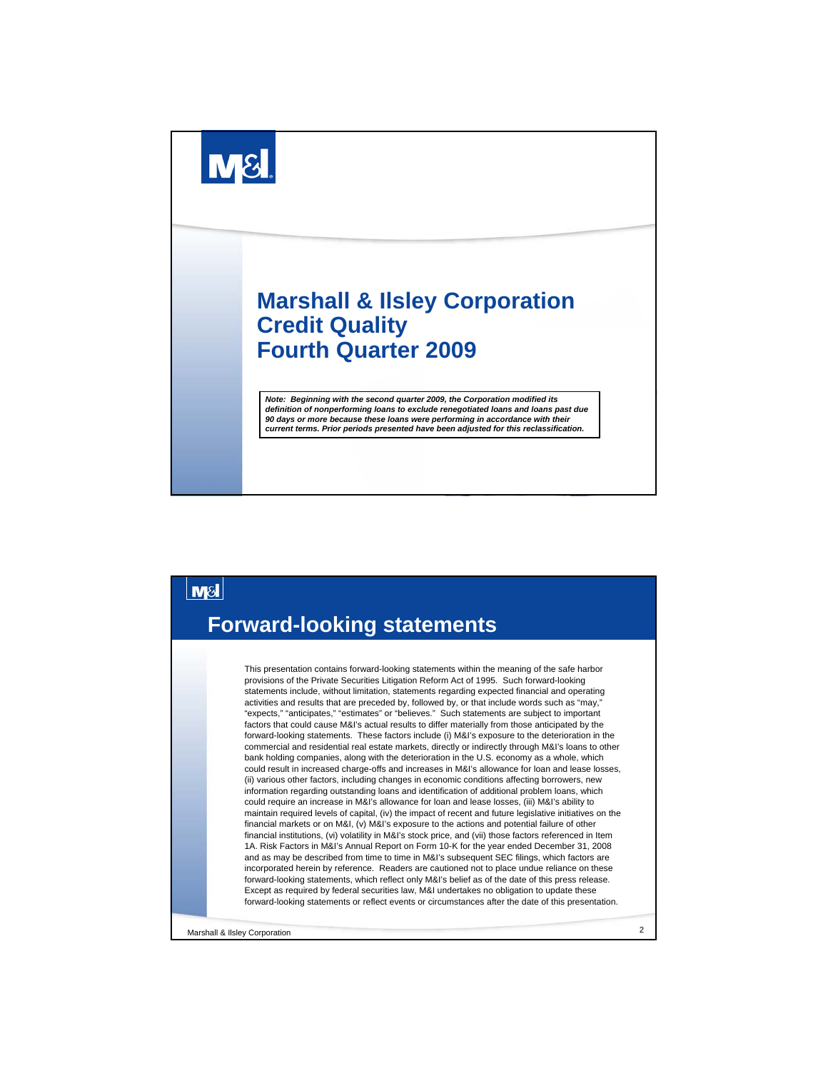# Marshall & Ilsley Corporation
# Credit Quality
# Fourth Quarter 2009

***Note: Beginning with the second quarter 2009, the Corporation modified its definition of nonperforming loans to exclude renegotiated loans and loans past due 90 days or more because these loans were performing in accordance with their current terms. Prior periods presented have been adjusted for this reclassification.***

## Forward-looking statements

This presentation contains forward-looking statements within the meaning of the safe harbor provisions of the Private Securities Litigation Reform Act of 1995. Such forward-looking statements include, without limitation, statements regarding expected financial and operating activities and results that are preceded by, followed by, or that include words such as "may," "expects," "anticipates," "estimates" or "believes." Such statements are subject to important factors that could cause M&I's actual results to differ materially from those anticipated by the forward-looking statements. These factors include (i) M&I's exposure to the deterioration in the commercial and residential real estate markets, directly or indirectly through M&I's loans to other bank holding companies, along with the deterioration in the U.S. economy as a whole, which could result in increased charge-offs and increases in M&I's allowance for loan and lease losses, (ii) various other factors, including changes in economic conditions affecting borrowers, new information regarding outstanding loans and identification of additional problem loans, which could require an increase in M&I's allowance for loan and lease losses, (iii) M&I's ability to maintain required levels of capital, (iv) the impact of recent and future legislative initiatives on the financial markets or on M&I, (v) M&I's exposure to the actions and potential failure of other financial institutions, (vi) volatility in M&I's stock price, and (vii) those factors referenced in Item 1A. Risk Factors in M&I's Annual Report on Form 10-K for the year ended December 31, 2008 and as may be described from time to time in M&I's subsequent SEC filings, which factors are incorporated herein by reference. Readers are cautioned not to place undue reliance on these forward-looking statements, which reflect only M&I's belief as of the date of this press release. Except as required by federal securities law, M&I undertakes no obligation to update these forward-looking statements or reflect events or circumstances after the date of this presentation.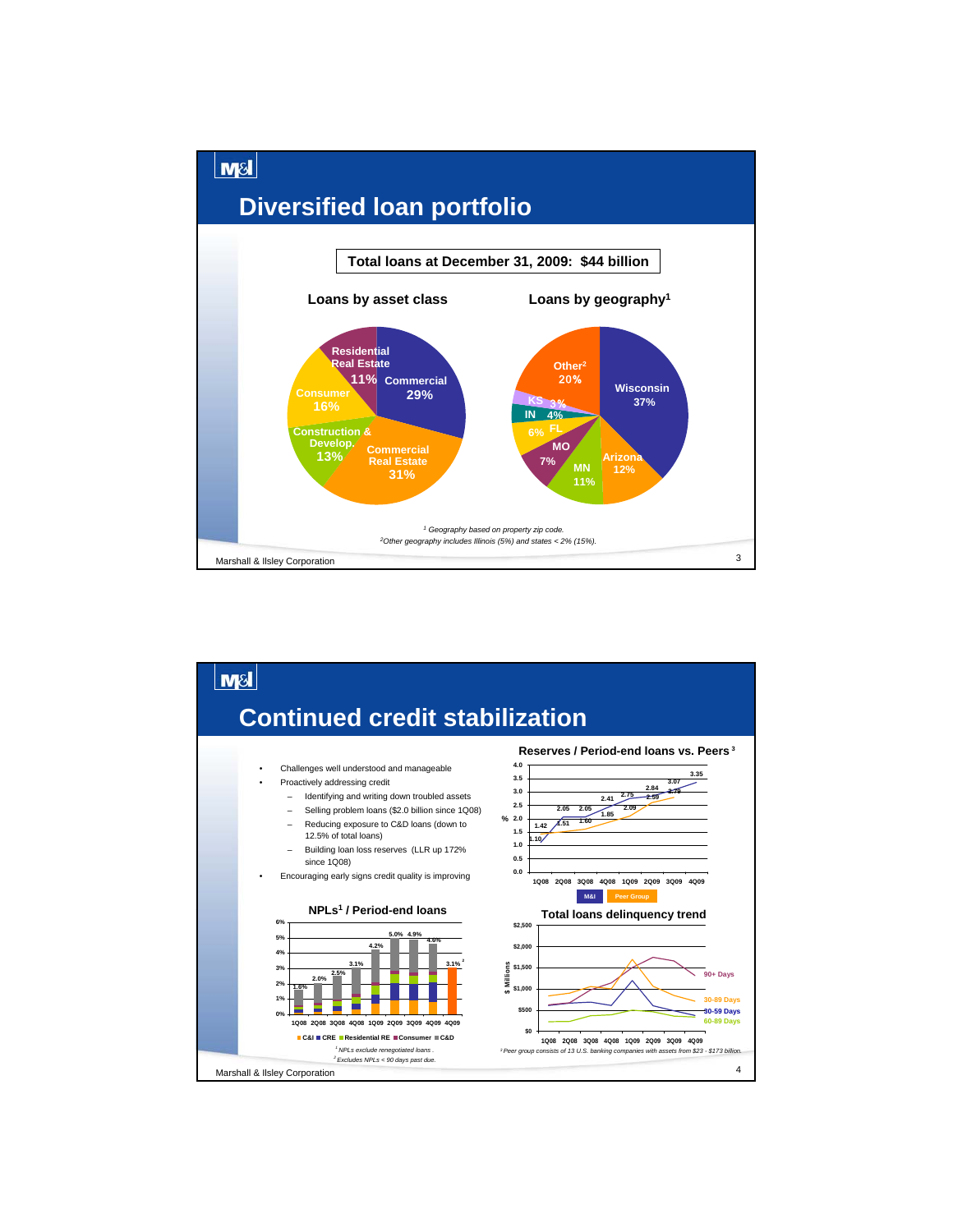# Diversified loan portfolio

**Total loans at December 31, 2009: $44 billion**

### Loans by asset class

| Asset class | % |
|---|---|
| Commercial | 29% |
| Commercial Real Estate | 31% |
| Construction & Develop. | 13% |
| Consumer | 16% |
| Residential Real Estate | 11% |

### Loans by geography[1]

| Geography | % |
|---|---|
| Wisconsin | 37% |
| Arizona | 12% |
| MN | 11% |
| MO | 7% |
| FL | 6% |
| IN | 4% |
| KS | 3% |
| Other[2] | 20% |

*[1] Geography based on property zip code.*
*[2] Other geography includes Illinois (5%) and states < 2% (15%).*

# Continued credit stabilization

- Challenges well understood and manageable
- Proactively addressing credit
  - Identifying and writing down troubled assets
  - Selling problem loans ($2.0 billion since 1Q08)
  - Reducing exposure to C&D loans (down to 12.5% of total loans)
  - Building loan loss reserves (LLR up 172% since 1Q08)
- Encouraging early signs credit quality is improving

### Reserves / Period-end loans vs. Peers[3]

| % | 1Q08 | 2Q08 | 3Q08 | 4Q08 | 1Q09 | 2Q09 | 3Q09 | 4Q09 |
|---|---|---|---|---|---|---|---|---|
| M&I | 1.10 | 2.05 | 2.05 | 2.41 | 2.75 | 2.84 | 3.07 | 3.35 |
| Peer Group | 1.42 | 1.51 | 1.60 | 1.85 | 2.09 | 2.59 | 2.79 | |

*[3] Peer group consists of 13 U.S. banking companies with assets from $23 - $173 billion.*

### NPLs[1] / Period-end loans

| | 1Q08 | 2Q08 | 3Q08 | 4Q08 | 1Q09 | 2Q09 | 3Q09 | 4Q09 | 4Q09[2] |
|---|---|---|---|---|---|---|---|---|---|
| NPLs / Period-end loans | 1.6% | 2.0% | 2.5% | 3.1% | 4.2% | 5.0% | 4.9% | 4.6% | 3.1% |

C&I ■ CRE ■ Residential RE ■ Consumer ■ C&D

*[1] NPLs exclude renegotiated loans.*
*[2] Excludes NPLs < 90 days past due.*

### Total loans delinquency trend

$ Millions; 1Q08 – 4Q09; series: 90+ Days, 30-89 Days, 30-59 Days, 60-89 Days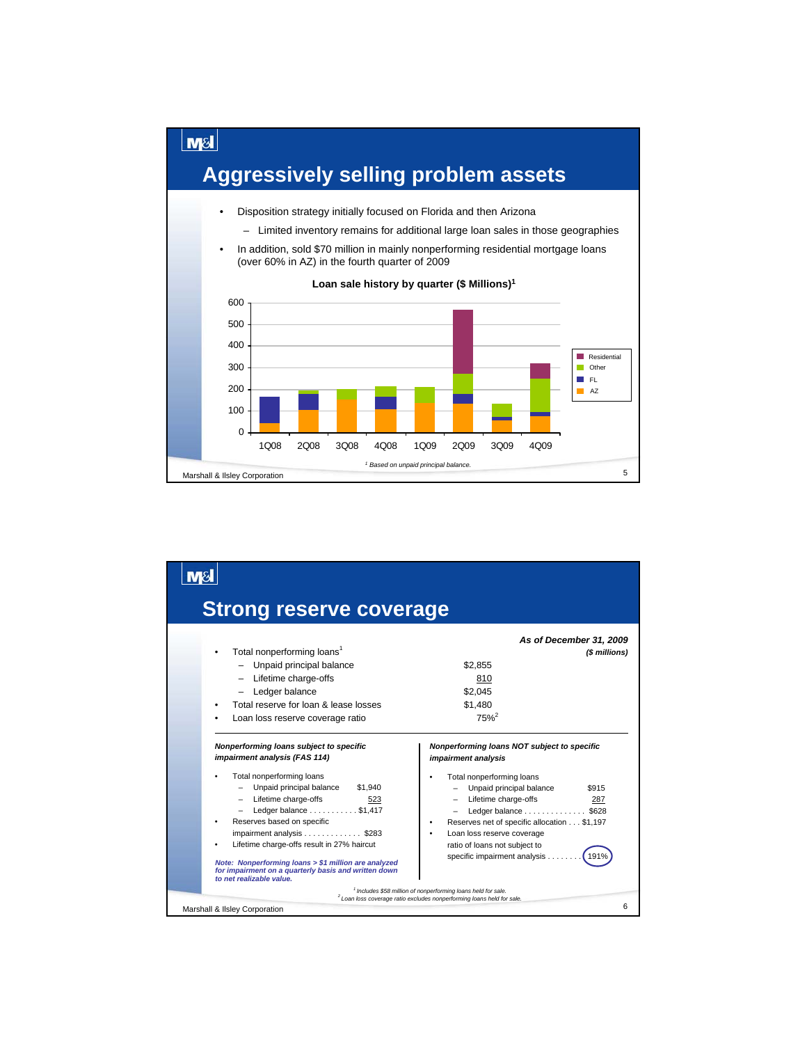# Aggressively selling problem assets

- Disposition strategy initially focused on Florida and then Arizona
  - Limited inventory remains for additional large loan sales in those geographies
- In addition, sold $70 million in mainly nonperforming residential mortgage loans (over 60% in AZ) in the fourth quarter of 2009

**Loan sale history by quarter ($ Millions)[1]**

[1] *Based on unpaid principal balance.*

# Strong reserve coverage

| | *As of December 31, 2009* *($ millions)* |
|---|---|
| Total nonperforming loans[1] | |
| – Unpaid principal balance | $2,855 |
| – Lifetime charge-offs | 810 |
| – Ledger balance | $2,045 |
| Total reserve for loan & lease losses | $1,480 |
| Loan loss reserve coverage ratio | 75%[2] |

***Nonperforming loans subject to specific impairment analysis (FAS 114)***

- Total nonperforming loans
  - Unpaid principal balance $1,940
  - Lifetime charge-offs 523
  - Ledger balance . . . . . . . . . . . $1,417
- Reserves based on specific impairment analysis . . . . . . . . . . . . . $283
- Lifetime charge-offs result in 27% haircut

***Note: Nonperforming loans > $1 million are analyzed for impairment on a quarterly basis and written down to net realizable value.***

***Nonperforming loans NOT subject to specific impairment analysis***

- Total nonperforming loans
  - Unpaid principal balance $915
  - Lifetime charge-offs 287
  - Ledger balance . . . . . . . . . . . . . . $628
- Reserves net of specific allocation . . . $1,197
- Loan loss reserve coverage ratio of loans not subject to specific impairment analysis . . . . . . . . 191%

[1] *Includes $58 million of nonperforming loans held for sale.*
[2] *Loan loss coverage ratio excludes nonperforming loans held for sale.*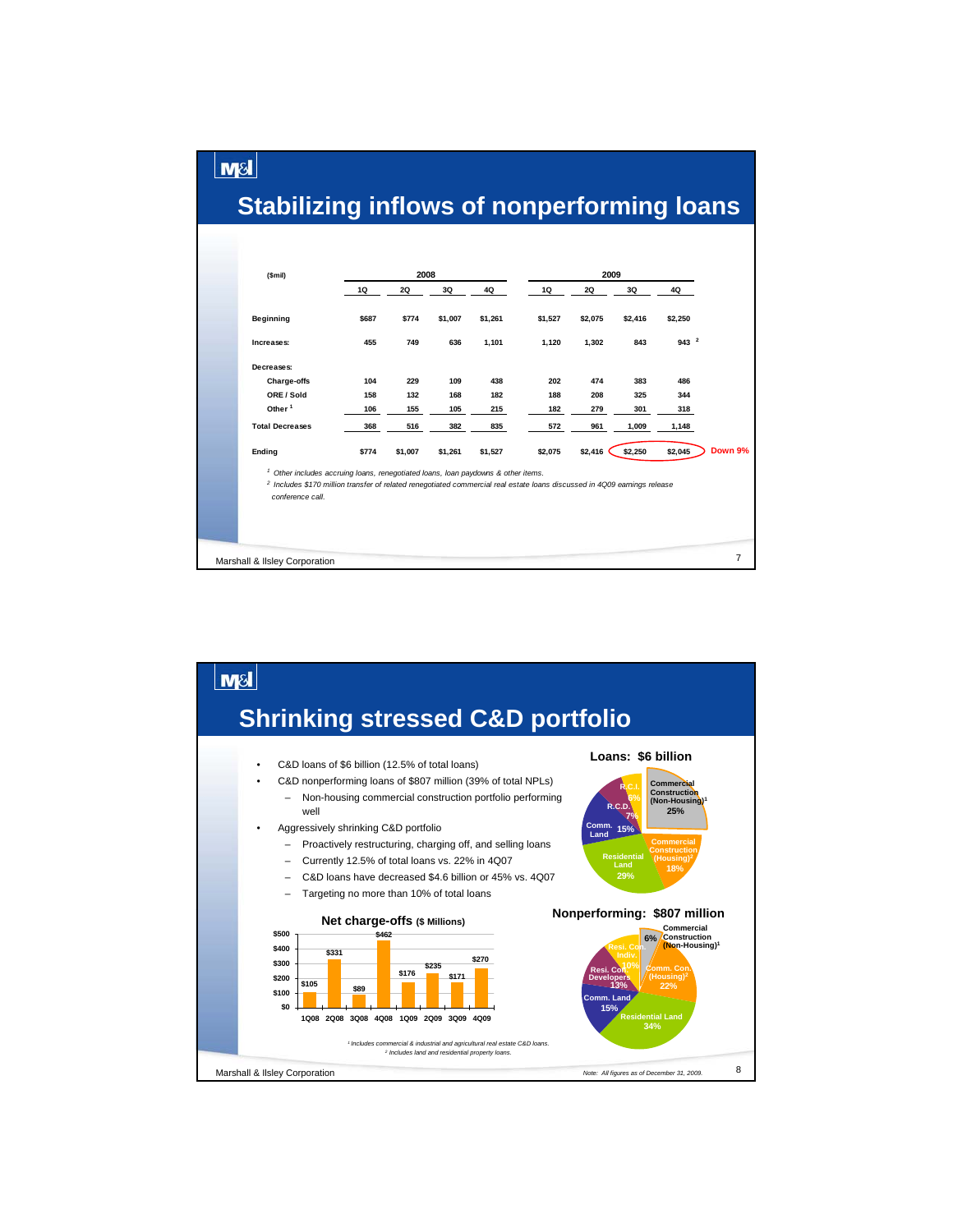# Stabilizing inflows of nonperforming loans

| ($mil) | 2008 | | | | 2009 | | | | |
|---|---|---|---|---|---|---|---|---|---|
| | 1Q | 2Q | 3Q | 4Q | 1Q | 2Q | 3Q | 4Q | |
| **Beginning** | $687 | $774 | $1,007 | $1,261 | $1,527 | $2,075 | $2,416 | $2,250 | |
| **Increases:** | 455 | 749 | 636 | 1,101 | 1,120 | 1,302 | 843 | 943 [2] | |
| **Decreases:** | | | | | | | | | |
| Charge-offs | 104 | 229 | 109 | 438 | 202 | 474 | 383 | 486 | |
| ORE / Sold | 158 | 132 | 168 | 182 | 188 | 208 | 325 | 344 | |
| Other [1] | 106 | 155 | 105 | 215 | 182 | 279 | 301 | 318 | |
| **Total Decreases** | 368 | 516 | 382 | 835 | 572 | 961 | 1,009 | 1,148 | |
| **Ending** | $774 | $1,007 | $1,261 | $1,527 | $2,075 | $2,416 | $2,250 | $2,045 | Down 9% |

[1] *Other includes accruing loans, renegotiated loans, loan paydowns & other items.*

[2] *Includes $170 million transfer of related renegotiated commercial real estate loans discussed in 4Q09 earnings release conference call.*

# Shrinking stressed C&D portfolio

- C&D loans of $6 billion (12.5% of total loans)
- C&D nonperforming loans of $807 million (39% of total NPLs)
  - Non-housing commercial construction portfolio performing well
- Aggressively shrinking C&D portfolio
  - Proactively restructuring, charging off, and selling loans
  - Currently 12.5% of total loans vs. 22% in 4Q07
  - C&D loans have decreased $4.6 billion or 45% vs. 4Q07
  - Targeting no more than 10% of total loans

**Net charge-offs ($ Millions)**

| 1Q08 | 2Q08 | 3Q08 | 4Q08 | 1Q09 | 2Q09 | 3Q09 | 4Q09 |
|---|---|---|---|---|---|---|---|
| $105 | $331 | $89 | $462 | $176 | $235 | $171 | $270 |

**Loans: $6 billion**

| Category | % |
|---|---|
| Commercial Construction (Non-Housing)[1] | 25% |
| Commercial Construction (Housing)[2] | 18% |
| Residential Land | 29% |
| Comm. Land | 15% |
| R.C.D. | 7% |
| R.C.I. | 6% |

**Nonperforming: $807 million**

| Category | % |
|---|---|
| Commercial Construction (Non-Housing)[1] | 6% |
| Comm. Con. (Housing)[2] | 22% |
| Residential Land | 34% |
| Comm. Land | 15% |
| Resi. Con. Developers | 13% |
| Resi. Con. Indiv. | 10% |

[1] *Includes commercial & industrial and agricultural real estate C&D loans.*

[2] *Includes land and residential property loans.*

*Note: All figures as of December 31, 2009.*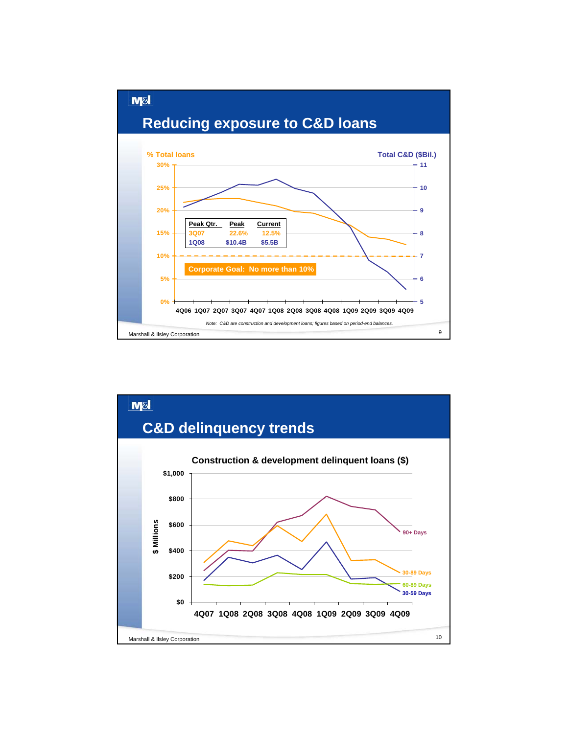# Reducing exposure to C&D loans

% Total loans — Total C&D ($Bil.)

| Peak Qtr. | Peak | Current |
|---|---|---|
| 3Q07 | 22.6% | 12.5% |
| 1Q08 | $10.4B | $5.5B |

Corporate Goal: No more than 10%

4Q06 1Q07 2Q07 3Q07 4Q07 1Q08 2Q08 3Q08 4Q08 1Q09 2Q09 3Q09 4Q09

*Note: C&D are construction and development loans; figures based on period-end balances.*

Marshall & Ilsley Corporation

# C&D delinquency trends

**Construction & development delinquent loans ($)**

$ Millions

90+ Days, 30-89 Days, 60-89 Days, 30-59 Days

4Q07 1Q08 2Q08 3Q08 4Q08 1Q09 2Q09 3Q09 4Q09

Marshall & Ilsley Corporation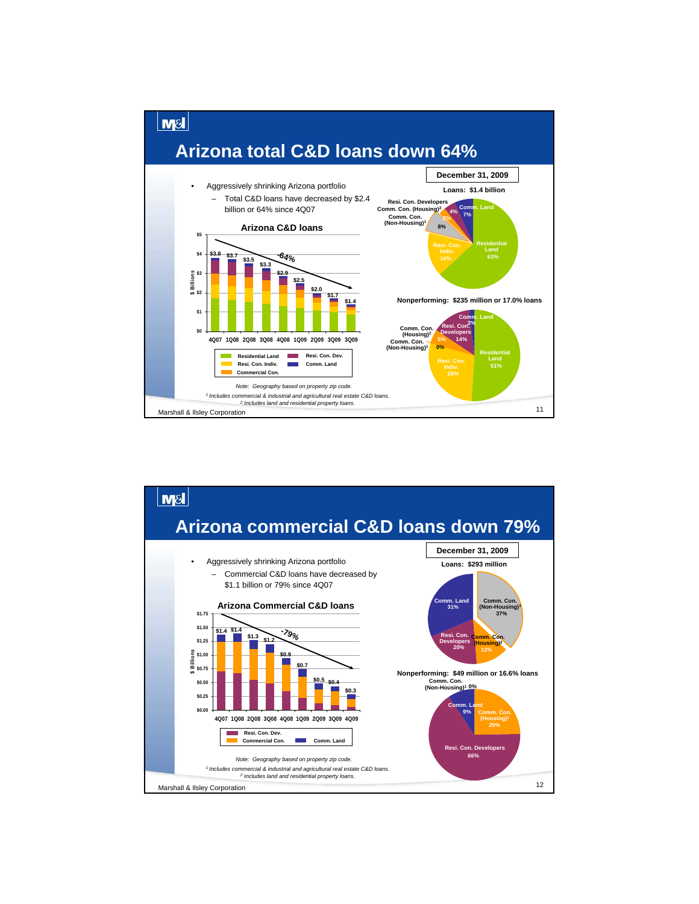# Arizona total C&D loans down 64%

- Aggressively shrinking Arizona portfolio
  - Total C&D loans have decreased by $2.4 billion or 64% since 4Q07

**Arizona C&D loans**

| | 4Q07 | 1Q08 | 2Q08 | 3Q08 | 4Q08 | 1Q09 | 2Q09 | 3Q09 | 3Q09 |
|---|---|---|---|---|---|---|---|---|---|
| Total ($ Billions) | $3.8 | $3.7 | $3.5 | $3.3 | $2.9 | $2.5 | $2.0 | $1.7 | $1.4 |

-64%

Legend: Residential Land; Resi. Con. Dev.; Resi. Con. Indiv.; Comm. Land; Commercial Con.

**December 31, 2009**

**Loans: $1.4 billion**

| Category | % |
|---|---|
| Residential Land | 63% |
| Resi. Con. Indiv. | 16% |
| Comm. Con. (Non-Housing)[1] | 8% |
| Comm. Con. (Housing)[2] | 2% |
| Resi. Con. Developers | 4% |
| Comm. Land | 7% |

**Nonperforming: $235 million or 17.0% loans**

| Category | % |
|---|---|
| Residential Land | 51% |
| Resi. Con. Indiv. | 28% |
| Comm. Con. (Non-Housing)[1] | 0% |
| Comm. Con. (Housing)[2] | 5% |
| Resi. Con. Developers | 14% |
| Comm. Land | 2% |

*Note: Geography based on property zip code.*

*[1] Includes commercial & industrial and agricultural real estate C&D loans.*

*[2] Includes land and residential property loans.*

Marshall & Ilsley Corporation

# Arizona commercial C&D loans down 79%

- Aggressively shrinking Arizona portfolio
  - Commercial C&D loans have decreased by $1.1 billion or 79% since 4Q07

**Arizona Commercial C&D loans**

| | 4Q07 | 1Q08 | 2Q08 | 3Q08 | 4Q08 | 1Q09 | 2Q09 | 3Q09 | 4Q09 |
|---|---|---|---|---|---|---|---|---|---|
| Total ($ Billions) | $1.4 | $1.4 | $1.3 | $1.2 | $0.9 | $0.7 | $0.5 | $0.4 | $0.3 |

-79%

Legend: Resi. Con. Dev.; Commercial Con.; Comm. Land

**December 31, 2009**

**Loans: $293 million**

| Category | % |
|---|---|
| Comm. Land | 31% |
| Comm. Con. (Non-Housing)[1] | 37% |
| Comm. Con. (Housing)[2] | 12% |
| Resi. Con. Developers | 20% |

**Nonperforming: $49 million or 16.6% loans**

| Category | % |
|---|---|
| Comm. Con. (Non-Housing)[1] | 0% |
| Comm. Land | 9% |
| Comm. Con. (Housing)[2] | 25% |
| Resi. Con. Developers | 66% |

*Note: Geography based on property zip code.*

*[1] Includes commercial & industrial and agricultural real estate C&D loans.*

*[2] Includes land and residential property loans.*

Marshall & Ilsley Corporation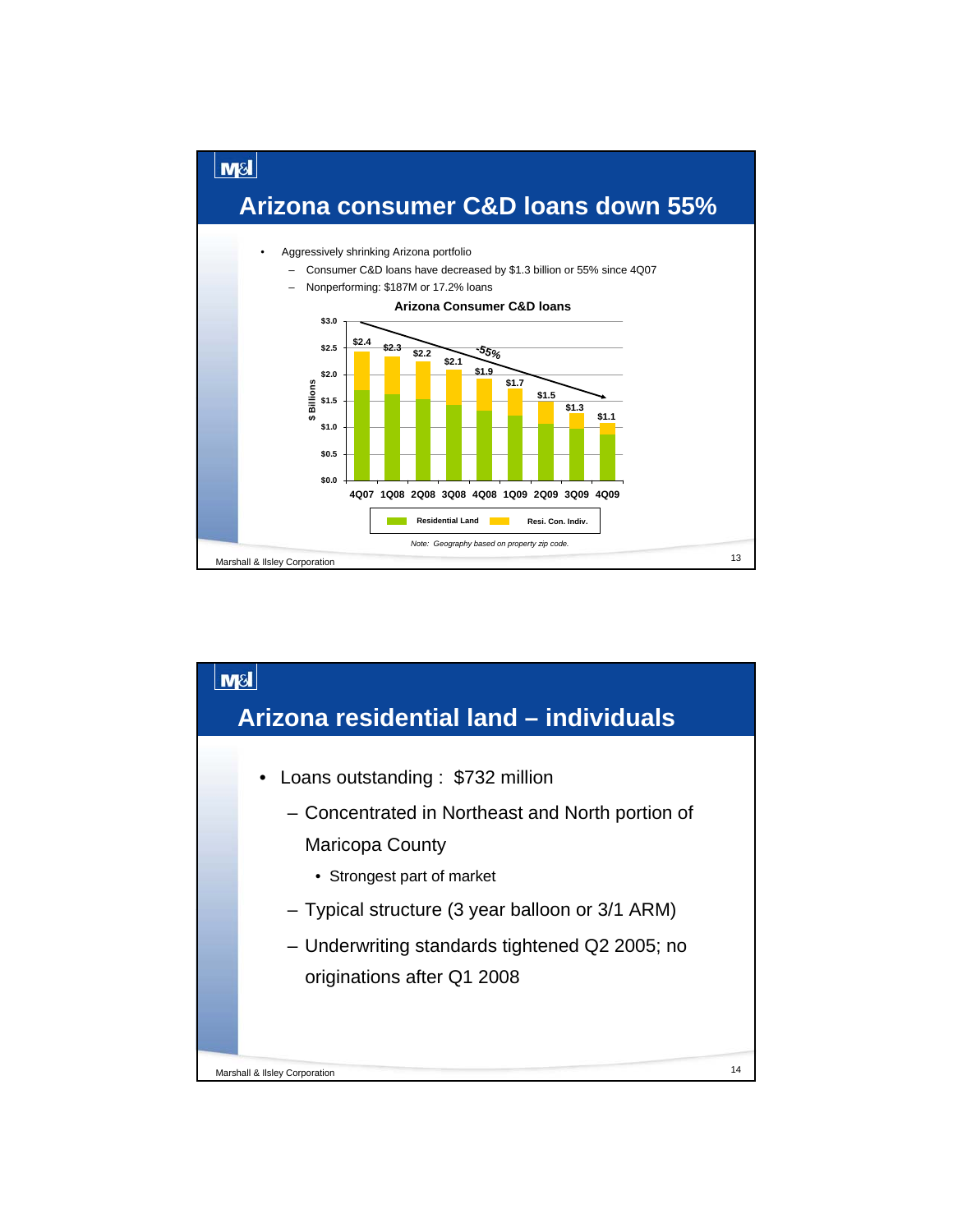## Arizona consumer C&D loans down 55%

- Aggressively shrinking Arizona portfolio
  - Consumer C&D loans have decreased by $1.3 billion or 55% since 4Q07
  - Nonperforming: $187M or 17.2% loans

**Arizona Consumer C&D loans**

| Quarter | Total ($ Billions) |
|---|---|
| 4Q07 | $2.4 |
| 1Q08 | $2.3 |
| 2Q08 | $2.2 |
| 3Q08 | $2.1 |
| 4Q08 | $1.9 |
| 1Q09 | $1.7 |
| 2Q09 | $1.5 |
| 3Q09 | $1.3 |
| 4Q09 | $1.1 |

Legend: Residential Land; Resi. Con. Indiv. Trend: -55%

*Note: Geography based on property zip code.*

## Arizona residential land – individuals

- Loans outstanding : $732 million
  - Concentrated in Northeast and North portion of Maricopa County
    - Strongest part of market
  - Typical structure (3 year balloon or 3/1 ARM)
  - Underwriting standards tightened Q2 2005; no originations after Q1 2008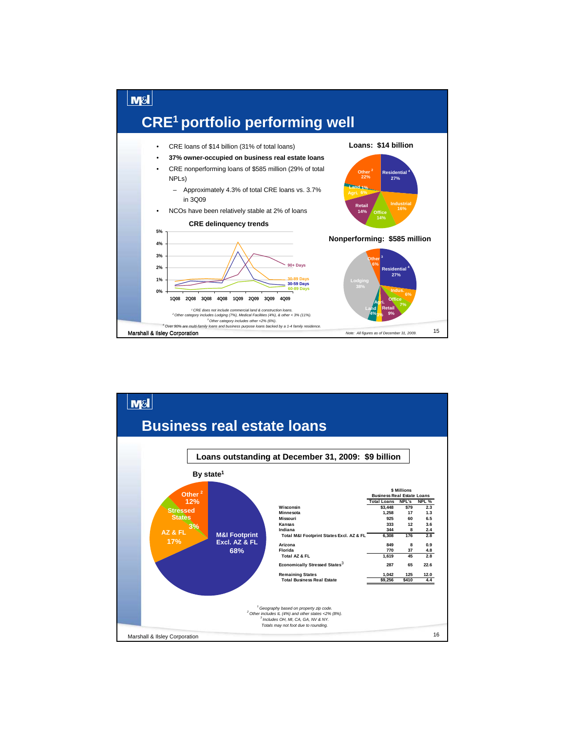# CRE[1] portfolio performing well

- CRE loans of $14 billion (31% of total loans)
- **37% owner-occupied on business real estate loans**
- CRE nonperforming loans of $585 million (29% of total NPLs)
  - Approximately 4.3% of total CRE loans vs. 3.7% in 3Q09
- NCOs have been relatively stable at 2% of loans

**CRE delinquency trends**

**Loans: $14 billion**

| Category | % |
|---|---|
| Residential[4] | 27% |
| Industrial | 16% |
| Office | 14% |
| Retail | 14% |
| Agri. | 6% |
| Land | 1% |
| Other[2] | 22% |

**Nonperforming: $585 million**

| Category | % |
|---|---|
| Residential[4] | 27% |
| Indus. | 6% |
| Office | 7% |
| Retail | 9% |
| Agri. | 3% |
| Land | 4% |
| Lodging | 38% |
| Other[3] | 6% |

[1] CRE does not include commercial land & construction loans.
[2] Other category includes Lodging (7%), Medical Facilities (4%), & other < 3% (11%).
[3] Other category includes other <2% (6%).
[4] Over 90% are multi-family loans and business purpose loans backed by a 1-4 family residence.

*Note: All figures as of December 31, 2009.*

# Business real estate loans

**Loans outstanding at December 31, 2009: $9 billion**

**By state[1]**

- M&I Footprint Excl. AZ & FL 68%
- AZ & FL 17%
- Stressed States 3%
- Other[2] 12%

| | $ Millions | | |
|---|---|---|---|
| | Business Real Estate Loans | | |
| | Total Loans | NPL's | NPL % |
| Wisconsin | $3,448 | $79 | 2.3 |
| Minnesota | 1,258 | 17 | 1.3 |
| Missouri | 925 | 60 | 6.5 |
| Kansas | 333 | 12 | 3.6 |
| Indiana | 344 | 8 | 2.4 |
| Total M&I Footprint States Excl. AZ & FL | 6,308 | 176 | 2.8 |
| Arizona | 849 | 8 | 0.9 |
| Florida | 770 | 37 | 4.8 |
| Total AZ & FL | 1,619 | 45 | 2.8 |
| Economically Stressed States[3] | 287 | 65 | 22.6 |
| Remaining States | 1,042 | 125 | 12.0 |
| Total Business Real Estate | $9,256 | $410 | 4.4 |

[1] Geography based on property zip code.
[2] Other includes IL (4%) and other states <2% (8%).
[3] Includes OH, MI, CA, GA, NV & NY.
Totals may not foot due to rounding.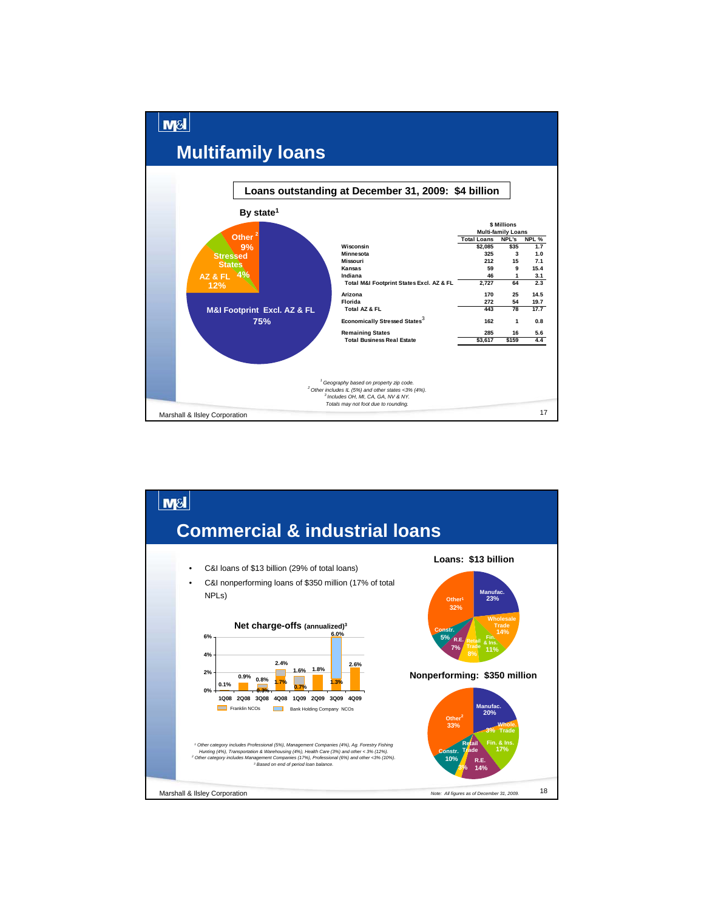# Multifamily loans

**Loans outstanding at December 31, 2009: $4 billion**

**By state[1]**

- M&I Footprint Excl. AZ & FL: 75%
- AZ & FL: 12%
- Stressed States: 4%
- Other[2]: 9%

| | Total Loans | NPL's | NPL % |
|---|---|---|---|
| | **$ Millions** | | |
| | **Multi-family Loans** | | |
| Wisconsin | $2,085 | $35 | 1.7 |
| Minnesota | 325 | 3 | 1.0 |
| Missouri | 212 | 15 | 7.1 |
| Kansas | 59 | 9 | 15.4 |
| Indiana | 46 | 1 | 3.1 |
| Total M&I Footprint States Excl. AZ & FL | 2,727 | 64 | 2.3 |
| Arizona | 170 | 25 | 14.5 |
| Florida | 272 | 54 | 19.7 |
| Total AZ & FL | 443 | 78 | 17.7 |
| Economically Stressed States[3] | 162 | 1 | 0.8 |
| Remaining States | 285 | 16 | 5.6 |
| Total Business Real Estate | $3,617 | $159 | 4.4 |

*[1] Geography based on property zip code.*
*[2] Other includes IL (5%) and other states <3% (4%).*
*[3] Includes OH, MI, CA, GA, NV & NY.*
*Totals may not foot due to rounding.*

# Commercial & industrial loans

- C&I loans of $13 billion (29% of total loans)
- C&I nonperforming loans of $350 million (17% of total NPLs)

**Net charge-offs (annualized)[3]**

| Quarter | Total NCOs | Bank Holding Company NCOs |
|---|---|---|
| 1Q08 | 0.1% | |
| 2Q08 | 0.9% | |
| 3Q08 | 0.8% | 0.3% |
| 4Q08 | 2.4% | 1.7% |
| 1Q09 | 1.6% | 0.7% |
| 2Q09 | 1.8% | |
| 3Q09 | 6.0% | 1.3% |
| 4Q09 | 2.6% | |

Legend: Franklin NCOs; Bank Holding Company NCOs

**Loans: $13 billion**

- Manufac.: 23%
- Wholesale Trade: 14%
- Fin. & Ins.: 11%
- Retail Trade: 8%
- R.E.: 7%
- Constr.: 5%
- Other[1]: 32%

**Nonperforming: $350 million**

- Manufac.: 20%
- Whole. Trade: 3%
- Fin. & Ins.: 17%
- R.E.: 14%
- Retail Trade: 3%
- Constr.: 10%
- Other[2]: 33%

*[1] Other category includes Professional (5%), Management Companies (4%), Ag. Forestry Fishing Hunting (4%), Transportation & Warehousing (4%), Health Care (3%) and other < 3% (12%).*
*[2] Other category includes Management Companies (17%), Professional (6%) and other <3% (10%).*
*[3] Based on end of period loan balance.*

*Note: All figures as of December 31, 2009.*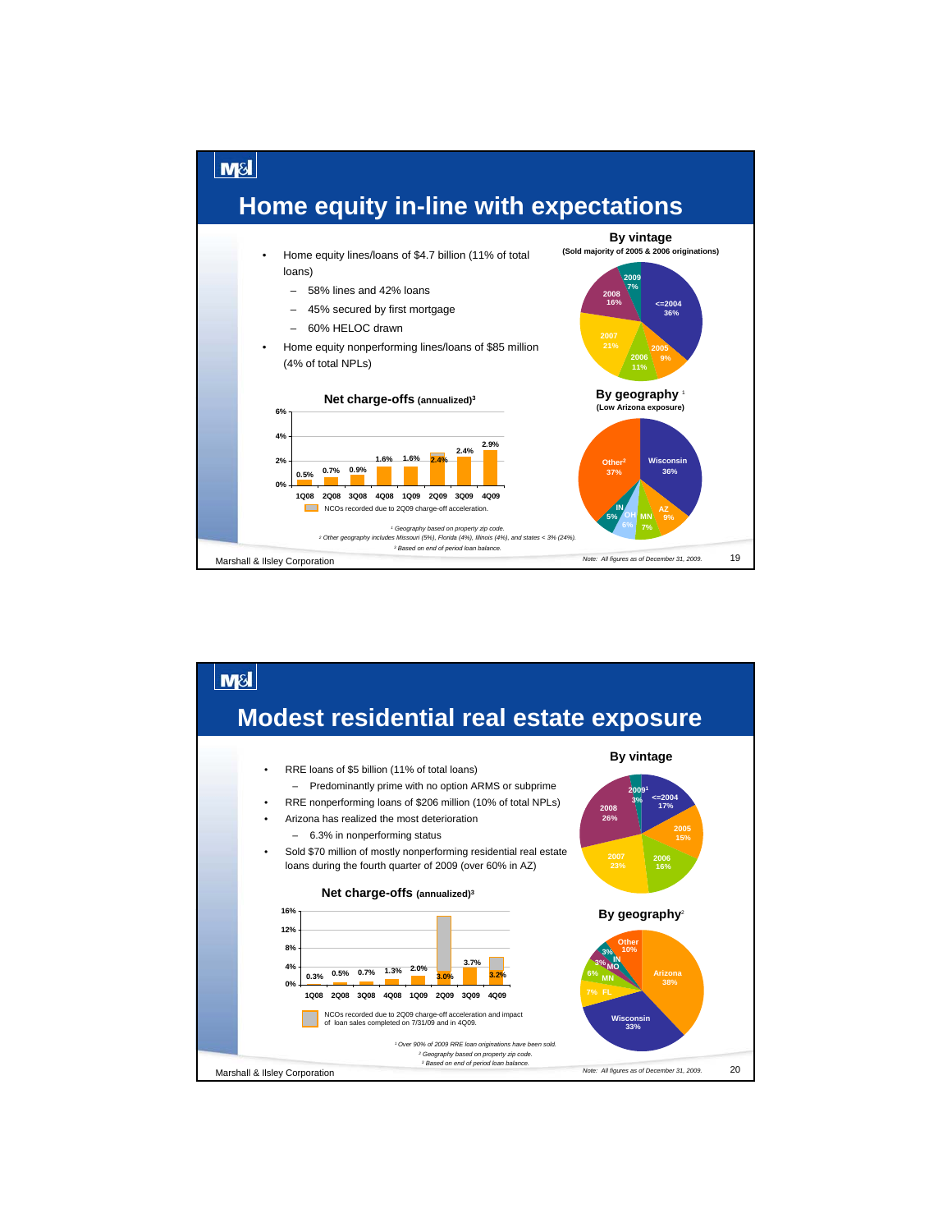# Home equity in-line with expectations

- Home equity lines/loans of $4.7 billion (11% of total loans)
  - 58% lines and 42% loans
  - 45% secured by first mortgage
  - 60% HELOC drawn
- Home equity nonperforming lines/loans of $85 million (4% of total NPLs)

### Net charge-offs (annualized)[3]

| 1Q08 | 2Q08 | 3Q08 | 4Q08 | 1Q09 | 2Q09 | 3Q09 | 4Q09 |
|---|---|---|---|---|---|---|---|
| 0.5% | 0.7% | 0.9% | 1.6% | 1.6% | 2.4% / 2.4% | 2.4% | 2.9% |

NCOs recorded due to 2Q09 charge-off acceleration.

### By vintage
(Sold majority of 2005 & 2006 originations)

| Vintage | % |
|---|---|
| <=2004 | 36% |
| 2005 | 9% |
| 2006 | 11% |
| 2007 | 21% |
| 2008 | 16% |
| 2009 | 7% |

### By geography[1]
(Low Arizona exposure)

| Geography | % |
|---|---|
| Wisconsin | 36% |
| AZ | 9% |
| MN | 7% |
| OH | 6% |
| IN | 5% |
| Other[2] | 37% |

[1] Geography based on property zip code.
[2] Other geography includes Missouri (5%), Florida (4%), Illinois (4%), and states < 3% (24%).
[3] Based on end of period loan balance.

Note: All figures as of December 31, 2009.

# Modest residential real estate exposure

- RRE loans of $5 billion (11% of total loans)
  - Predominantly prime with no option ARMS or subprime
- RRE nonperforming loans of $206 million (10% of total NPLs)
- Arizona has realized the most deterioration
  - 6.3% in nonperforming status
- Sold $70 million of mostly nonperforming residential real estate loans during the fourth quarter of 2009 (over 60% in AZ)

### Net charge-offs (annualized)[3]

| 1Q08 | 2Q08 | 3Q08 | 4Q08 | 1Q09 | 2Q09 | 3Q09 | 4Q09 |
|---|---|---|---|---|---|---|---|
| 0.3% | 0.5% | 0.7% | 1.3% | 2.0% | 3.0% | 3.7% | 3.2% |

NCOs recorded due to 2Q09 charge-off acceleration and impact of loan sales completed on 7/31/09 and in 4Q09.

### By vintage

| Vintage | % |
|---|---|
| <=2004 | 17% |
| 2005 | 15% |
| 2006 | 16% |
| 2007 | 23% |
| 2008 | 26% |
| 2009[1] | 3% |

### By geography[2]

| Geography | % |
|---|---|
| Arizona | 38% |
| Wisconsin | 33% |
| FL | 7% |
| MN | 6% |
| MO | 3% |
| IN | 3% |
| Other | 10% |

[1] Over 90% of 2009 RRE loan originations have been sold.
[2] Geography based on property zip code.
[3] Based on end of period loan balance.

Note: All figures as of December 31, 2009.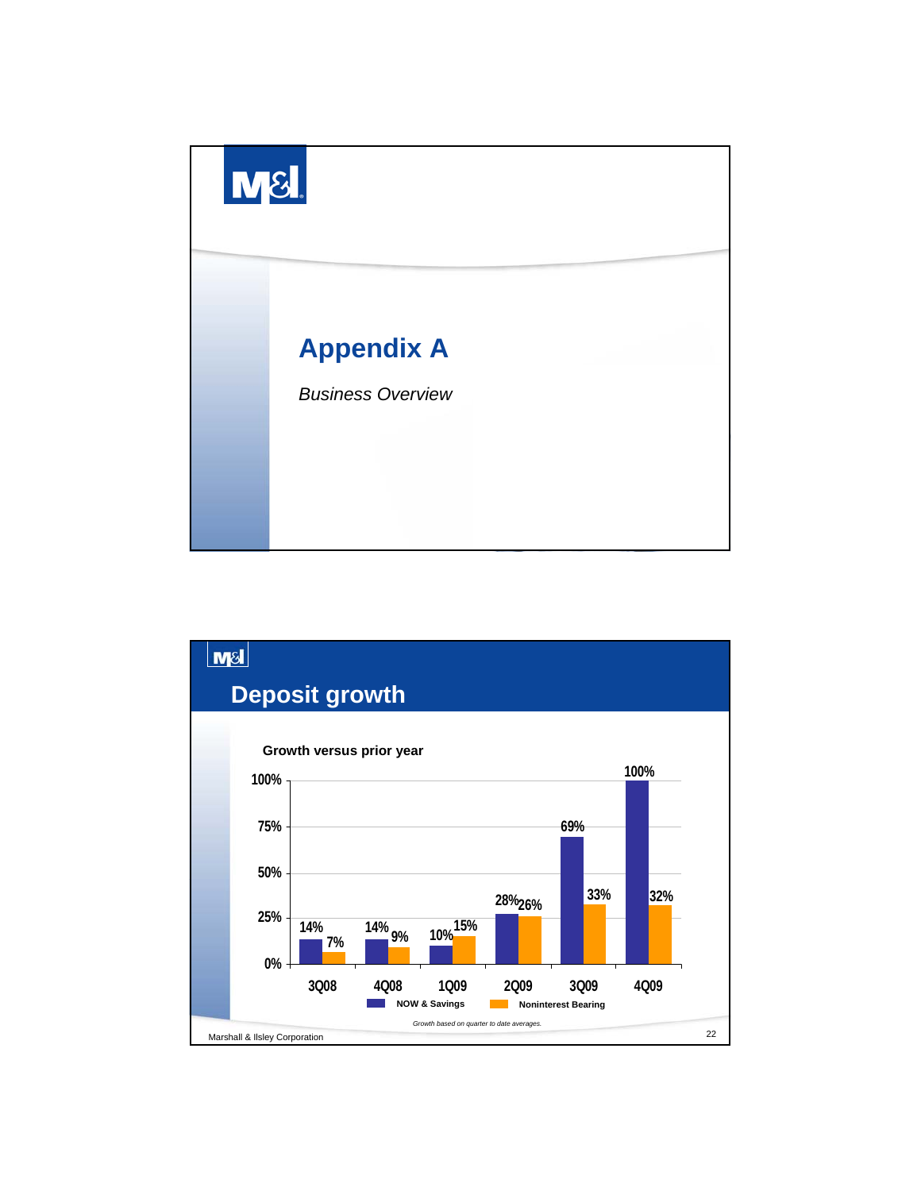# Appendix A

*Business Overview*

## Deposit growth

**Growth versus prior year**

| | 3Q08 | 4Q08 | 1Q09 | 2Q09 | 3Q09 | 4Q09 |
|---|---|---|---|---|---|---|
| NOW & Savings | 14% | 14% | 10% | 28% | 69% | 100% |
| Noninterest Bearing | 7% | 9% | 15% | 26% | 33% | 32% |

*Growth based on quarter to date averages.*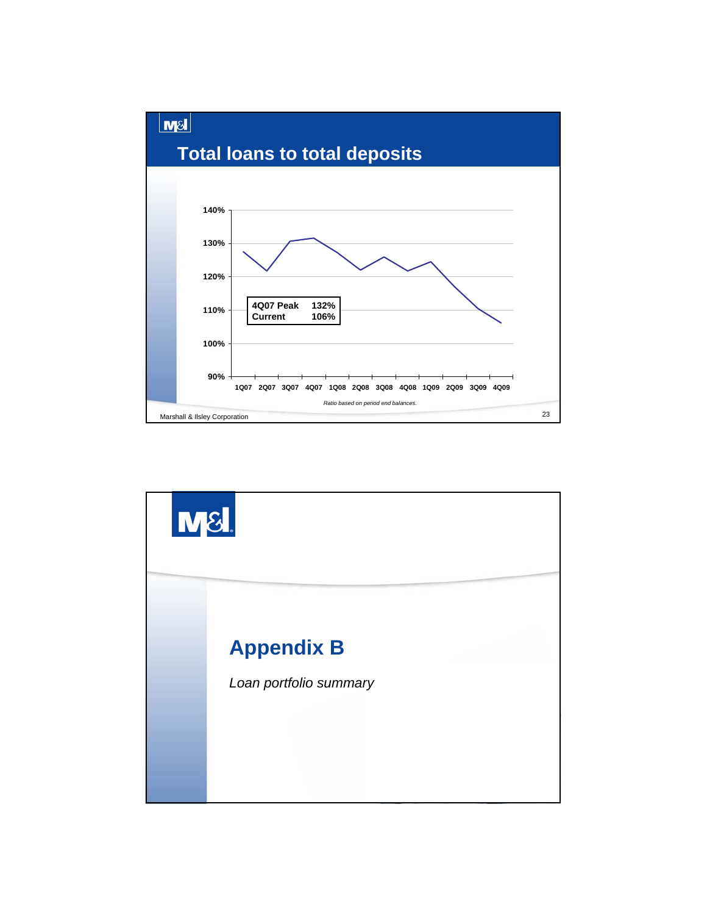## Total loans to total deposits

| | |
|---|---|
| 4Q07 Peak | 132% |
| Current | 106% |

Y-axis: 90%, 100%, 110%, 120%, 130%, 140%

X-axis: 1Q07, 2Q07, 3Q07, 4Q07, 1Q08, 2Q08, 3Q08, 4Q08, 1Q09, 2Q09, 3Q09, 4Q09

*Ratio based on period end balances.*

Marshall & Ilsley Corporation

# Appendix B

*Loan portfolio summary*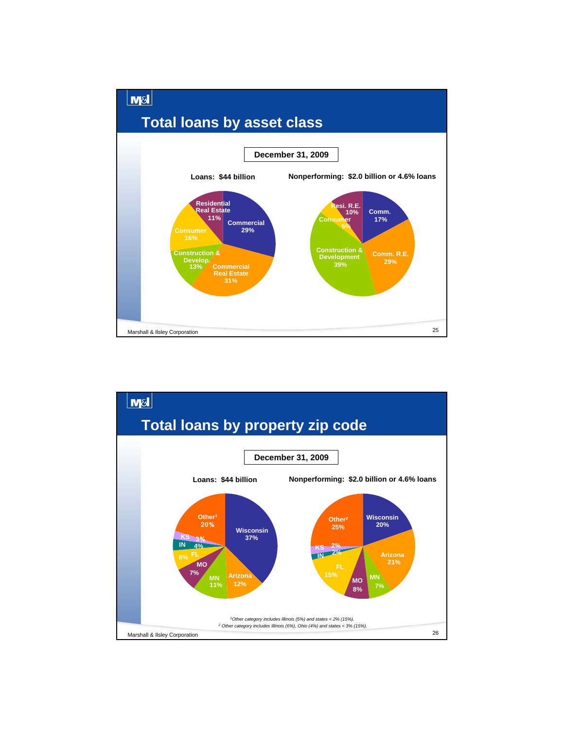## Total loans by asset class

**December 31, 2009**

**Loans: $44 billion**

| Asset Class | % |
|---|---|
| Commercial | 29% |
| Commercial Real Estate | 31% |
| Construction & Develop. | 13% |
| Consumer | 16% |
| Residential Real Estate | 11% |

**Nonperforming: $2.0 billion or 4.6% loans**

| Asset Class | % |
|---|---|
| Comm. | 17% |
| Comm. R.E. | 29% |
| Construction & Development | 39% |
| Consumer | 5% |
| Resi. R.E. | 10% |

## Total loans by property zip code

**December 31, 2009**

**Loans: $44 billion**

| State | % |
|---|---|
| Wisconsin | 37% |
| Arizona | 12% |
| MN | 11% |
| MO | 7% |
| FL | 6% |
| IN | 4% |
| KS | 3% |
| Other[1] | 20% |

**Nonperforming: $2.0 billion or 4.6% loans**

| State | % |
|---|---|
| Wisconsin | 20% |
| Arizona | 21% |
| MN | 7% |
| MO | 8% |
| FL | 15% |
| IN | 2% |
| KS | 2% |
| Other[2] | 25% |

*[1]Other category includes Illinois (5%) and states < 2% (15%).*

*[2] Other category includes Illinois (6%), Ohio (4%) and states < 3% (15%).*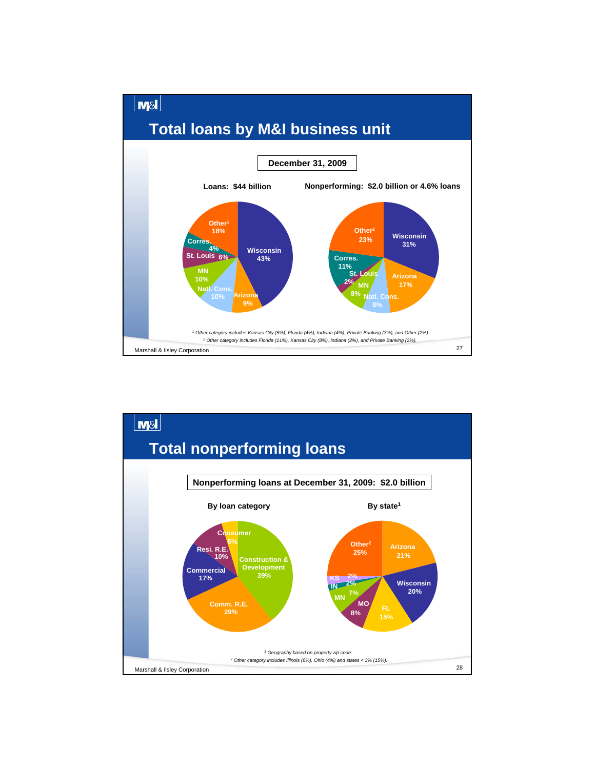# Total loans by M&I business unit

**December 31, 2009**

**Loans: $44 billion**

| Business unit | % of loans |
| --- | --- |
| Wisconsin | 43% |
| Arizona | 9% |
| Natl. Cons. | 10% |
| MN | 10% |
| St. Louis | 6% |
| Corres. | 4% |
| Other[1] | 18% |

**Nonperforming: $2.0 billion or 4.6% loans**

| Business unit | % of nonperforming |
| --- | --- |
| Wisconsin | 31% |
| Arizona | 17% |
| Natl. Cons. | 8% |
| MN | 8% |
| St. Louis | 2% |
| Corres. | 11% |
| Other[2] | 23% |

*[1] Other category includes Kansas City (5%), Florida (4%), Indiana (4%), Private Banking (3%), and Other (2%).*

*[2] Other category includes Florida (11%), Kansas City (8%), Indiana (2%), and Private Banking (2%).*

Marshall & Ilsley Corporation

# Total nonperforming loans

**Nonperforming loans at December 31, 2009: $2.0 billion**

**By loan category**

| Loan category | % |
| --- | --- |
| Construction & Development | 39% |
| Comm. R.E. | 29% |
| Commercial | 17% |
| Resi. R.E. | 10% |
| Consumer | 5% |

**By state[1]**

| State | % |
| --- | --- |
| Arizona | 21% |
| Wisconsin | 20% |
| FL | 15% |
| MO | 8% |
| MN | 7% |
| IN | 2% |
| KS | 2% |
| Other[2] | 25% |

*[1] Geography based on property zip code.*

*[2] Other category includes Illinois (6%), Ohio (4%) and states < 3% (15%).*

Marshall & Ilsley Corporation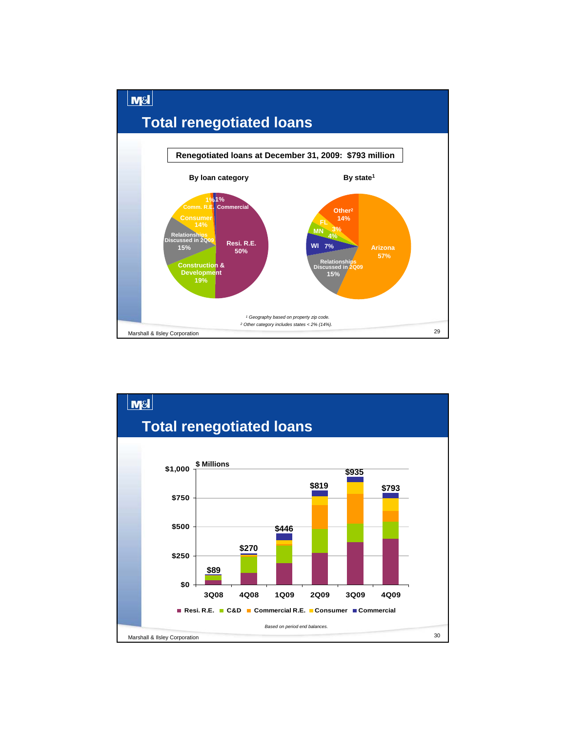## Total renegotiated loans

**Renegotiated loans at December 31, 2009: $793 million**

**By loan category**

| Category | Share |
|---|---|
| Resi. R.E. | 50% |
| Construction & Development | 19% |
| Relationships Discussed in 2Q09 | 15% |
| Consumer | 14% |
| Comm. R.E. | 1% |
| Commercial | 1% |

**By state[1]**

| State | Share |
|---|---|
| Arizona | 57% |
| Relationships Discussed in 2Q09 | 15% |
| Other[2] | 14% |
| WI | 7% |
| MN | 4% |
| FL | 3% |

*[1] Geography based on property zip code.*

*[2] Other category includes states < 2% (14%).*

## Total renegotiated loans

$ Millions

| | 3Q08 | 4Q08 | 1Q09 | 2Q09 | 3Q09 | 4Q09 |
|---|---|---|---|---|---|---|
| Total | $89 | $270 | $446 | $819 | $935 | $793 |

Resi. R.E. · C&D · Commercial R.E. · Consumer · Commercial

*Based on period end balances.*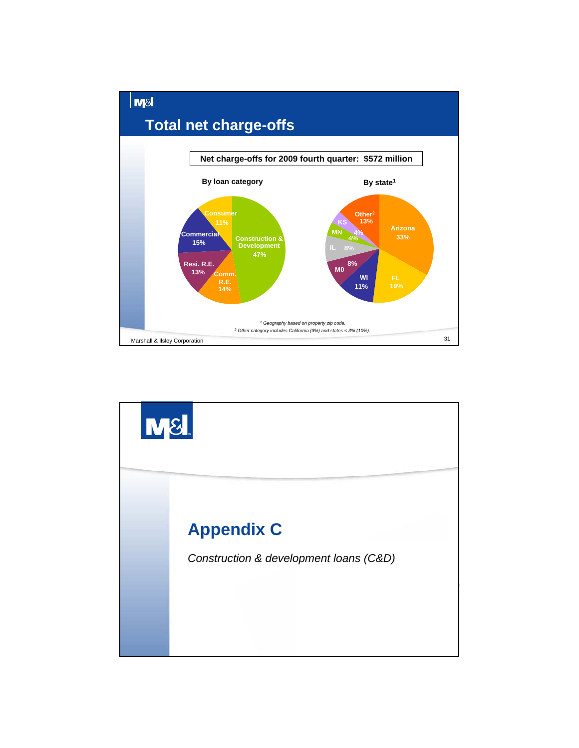## Total net charge-offs

**Net charge-offs for 2009 fourth quarter: $572 million**

**By loan category**

| Category | % |
|---|---|
| Construction & Development | 47% |
| Commercial | 15% |
| Comm. R.E. | 14% |
| Resi. R.E. | 13% |
| Consumer | 11% |

**By state[1]**

| State | % |
|---|---|
| Arizona | 33% |
| FL | 19% |
| WI | 11% |
| MO | 8% |
| IL | 8% |
| MN | 4% |
| KS | 4% |
| Other[2] | 13% |

[1] Geography based on property zip code.

[2] Other category includes California (3%) and states < 3% (10%).

Marshall & Ilsley Corporation

# Appendix C

*Construction & development loans (C&D)*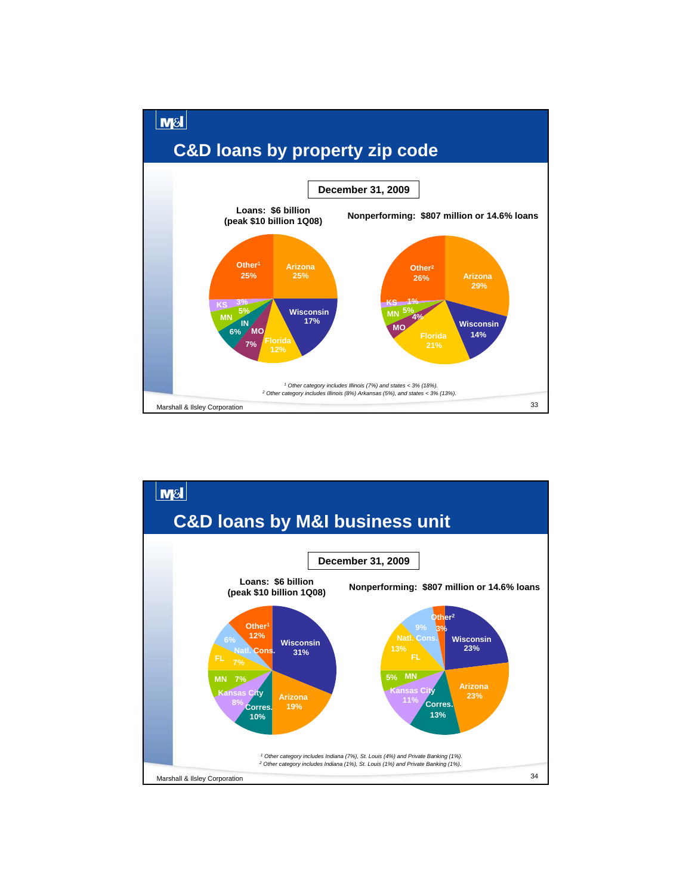## C&D loans by property zip code

**December 31, 2009**

**Loans: $6 billion (peak $10 billion 1Q08)**

| Region | % |
|---|---|
| Arizona | 25% |
| Wisconsin | 17% |
| Florida | 12% |
| MO | 7% |
| IN | 6% |
| MN | 5% |
| KS | 3% |
| Other[1] | 25% |

**Nonperforming: $807 million or 14.6% loans**

| Region | % |
|---|---|
| Arizona | 29% |
| Wisconsin | 14% |
| Florida | 21% |
| MO | 4% |
| MN | 5% |
| KS | 1% |
| Other[2] | 26% |

[1] Other category includes Illinois (7%) and states < 3% (18%).
[2] Other category includes Illinois (8%) Arkansas (5%), and states < 3% (13%).

## C&D loans by M&I business unit

**December 31, 2009**

**Loans: $6 billion (peak $10 billion 1Q08)**

| Business unit | % |
|---|---|
| Wisconsin | 31% |
| Arizona | 19% |
| Corres. | 10% |
| Kansas City | 8% |
| MN | 7% |
| FL | 7% |
| Natl. Cons. | 6% |
| Other[1] | 12% |

**Nonperforming: $807 million or 14.6% loans**

| Business unit | % |
|---|---|
| Wisconsin | 23% |
| Arizona | 23% |
| Corres. | 13% |
| Kansas City | 11% |
| MN | 5% |
| FL | 13% |
| Natl. Cons. | 9% |
| Other[2] | 3% |

[1] Other category includes Indiana (7%), St. Louis (4%) and Private Banking (1%).
[2] Other category includes Indiana (1%), St. Louis (1%) and Private Banking (1%).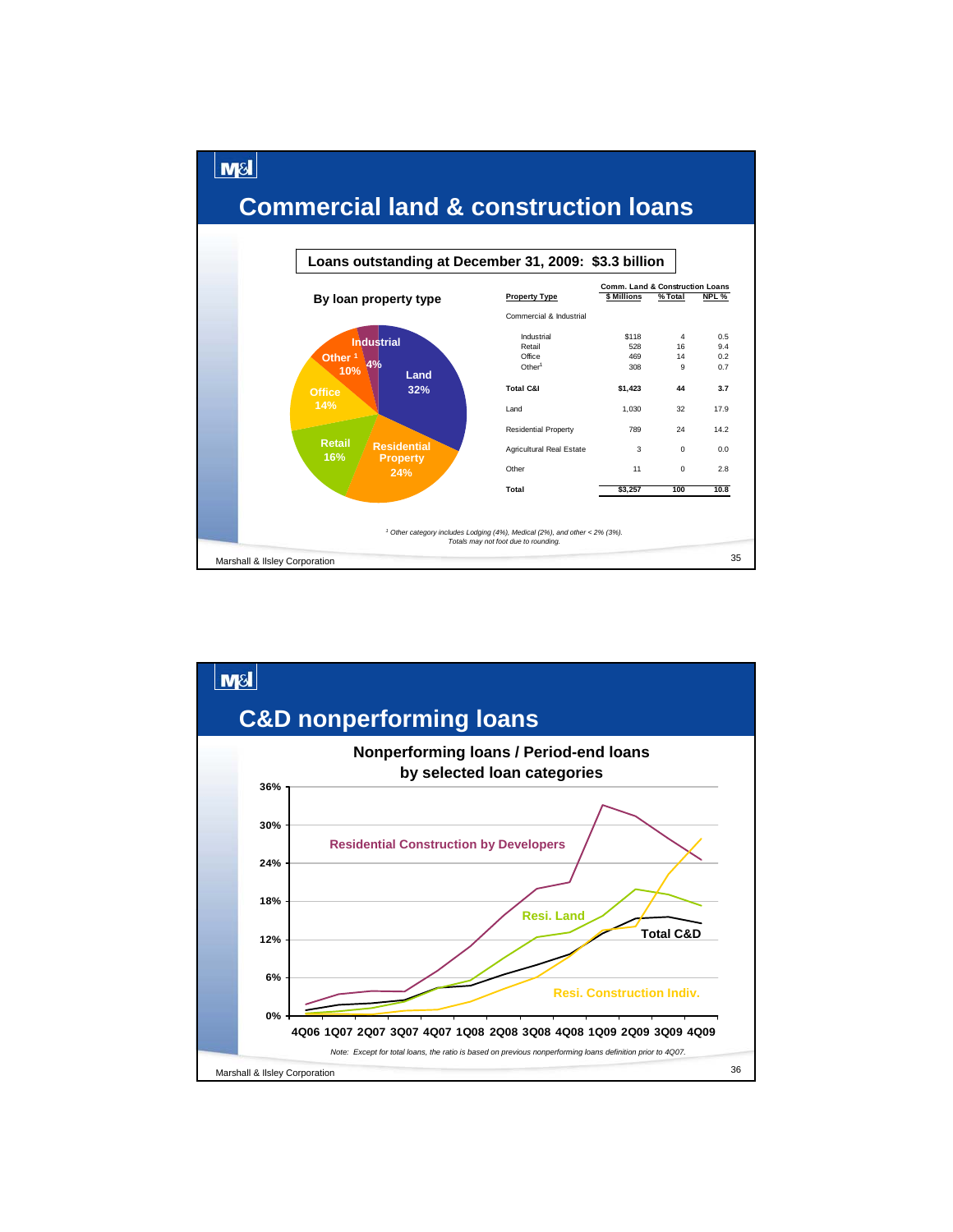# Commercial land & construction loans

**Loans outstanding at December 31, 2009: $3.3 billion**

**By loan property type**

- Land 32%
- Residential Property 24%
- Retail 16%
- Office 14%
- Other[1] 10%
- Industrial 4%

| Property Type | Comm. Land & Construction Loans | | |
|---|---|---|---|
| | $ Millions | % Total | NPL % |
| Commercial & Industrial | | | |
| Industrial | $118 | 4 | 0.5 |
| Retail | 528 | 16 | 9.4 |
| Office | 469 | 14 | 0.2 |
| Other[1] | 308 | 9 | 0.7 |
| **Total C&I** | **$1,423** | **44** | **3.7** |
| Land | 1,030 | 32 | 17.9 |
| Residential Property | 789 | 24 | 14.2 |
| Agricultural Real Estate | 3 | 0 | 0.0 |
| Other | 11 | 0 | 2.8 |
| **Total** | **$3,257** | **100** | **10.8** |

*[1] Other category includes Lodging (4%), Medical (2%), and other < 2% (3%).*
*Totals may not foot due to rounding.*

# C&D nonperforming loans

**Nonperforming loans / Period-end loans by selected loan categories**

Series: Residential Construction by Developers; Resi. Land; Total C&D; Resi. Construction Indiv.

Periods: 4Q06, 1Q07, 2Q07, 3Q07, 4Q07, 1Q08, 2Q08, 3Q08, 4Q08, 1Q09, 2Q09, 3Q09, 4Q09

*Note: Except for total loans, the ratio is based on previous nonperforming loans definition prior to 4Q07.*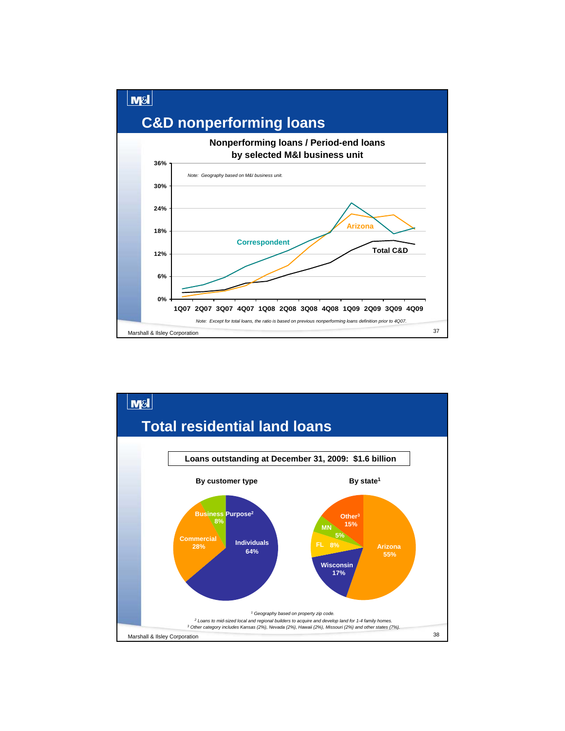# C&D nonperforming loans

**Nonperforming loans / Period-end loans by selected M&I business unit**

*Note: Geography based on M&I business unit.*

Series: Correspondent, Arizona, Total C&D

Y-axis: 0%, 6%, 12%, 18%, 24%, 30%, 36%

X-axis: 1Q07, 2Q07, 3Q07, 4Q07, 1Q08, 2Q08, 3Q08, 4Q08, 1Q09, 2Q09, 3Q09, 4Q09

*Note: Except for total loans, the ratio is based on previous nonperforming loans definition prior to 4Q07.*

Marshall & Ilsley Corporation

# Total residential land loans

**Loans outstanding at December 31, 2009: $1.6 billion**

**By customer type**

| Customer type | Share |
|---|---|
| Individuals | 64% |
| Commercial | 28% |
| Business Purpose[2] | 8% |

**By state[1]**

| State | Share |
|---|---|
| Arizona | 55% |
| Wisconsin | 17% |
| Other[3] | 15% |
| FL | 8% |
| MN | 5% |

*[1] Geography based on property zip code.*
*[2] Loans to mid-sized local and regional builders to acquire and develop land for 1-4 family homes.*
*[3] Other category includes Kansas (2%), Nevada (2%), Hawaii (2%), Missouri (2%) and other states (7%).*

Marshall & Ilsley Corporation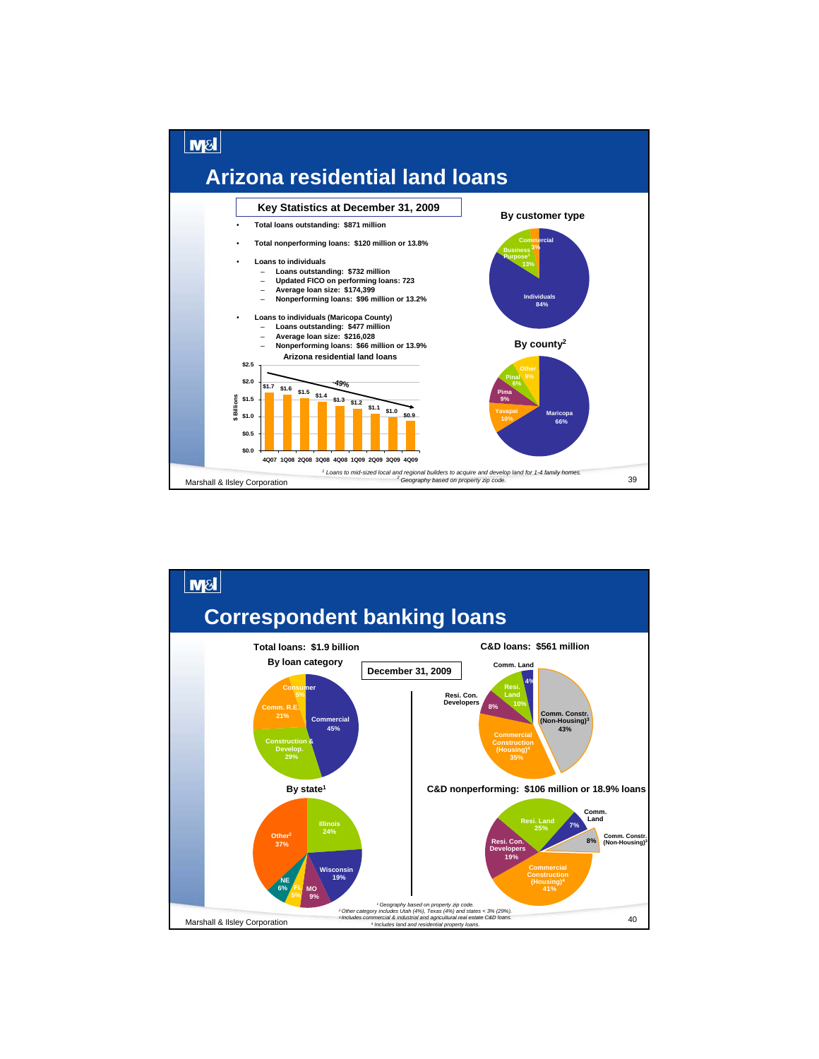# Arizona residential land loans

**Key Statistics at December 31, 2009**

- **Total loans outstanding: $871 million**
- **Total nonperforming loans: $120 million or 13.8%**
- **Loans to individuals**
  - Loans outstanding: $732 million
  - Updated FICO on performing loans: 723
  - Average loan size: $174,399
  - Nonperforming loans: $96 million or 13.2%
- **Loans to individuals (Maricopa County)**
  - Loans outstanding: $477 million
  - Average loan size: $216,028
  - Nonperforming loans: $66 million or 13.9%

**Arizona residential land loans** ($ Billions)

| 4Q07 | 1Q08 | 2Q08 | 3Q08 | 4Q08 | 1Q09 | 2Q09 | 3Q09 | 4Q09 |
|---|---|---|---|---|---|---|---|---|
| $1.7 | $1.6 | $1.5 | $1.4 | $1.3 | $1.2 | $1.1 | $1.0 | $0.9 |

-49%

**By customer type**

| Type | % |
|---|---|
| Individuals | 84% |
| Business Purpose[1] | 13% |
| Commercial | 3% |

**By county[2]**

| County | % |
|---|---|
| Maricopa | 66% |
| Yavapai | 10% |
| Pima | 9% |
| Pinal | 6% |
| Other | 9% |

*[1] Loans to mid-sized local and regional builders to acquire and develop land for 1-4 family homes.*
*[2] Geography based on property zip code.*

Marshall & Ilsley Corporation

# Correspondent banking loans

**December 31, 2009**

**Total loans: $1.9 billion**

**By loan category**

| Category | % |
|---|---|
| Commercial | 45% |
| Construction & Develop. | 29% |
| Comm. R.E. | 21% |
| Consumer | 5% |

**By state[1]**

| State | % |
|---|---|
| Illinois | 24% |
| Wisconsin | 19% |
| MO | 9% |
| FL | 5% |
| NE | 6% |
| Other[2] | 37% |

**C&D loans: $561 million**

| Category | % |
|---|---|
| Comm. Constr. (Non-Housing)[3] | 43% |
| Commercial Construction (Housing)[4] | 35% |
| Resi. Con. Developers | 8% |
| Resi. Land | 10% |
| Comm. Land | 4% |

**C&D nonperforming: $106 million or 18.9% loans**

| Category | % |
|---|---|
| Commercial Construction (Housing)[4] | 41% |
| Resi. Con. Developers | 19% |
| Resi. Land | 25% |
| Comm. Land | 7% |
| Comm. Constr. (Non-Housing)[3] | 8% |

*[1] Geography based on property zip code.*
*[2] Other category includes Utah (4%), Texas (4%) and states < 3% (29%).*
*[3] Includes commercial & industrial and agricultural real estate C&D loans.*
*[4] Includes land and residential property loans.*

Marshall & Ilsley Corporation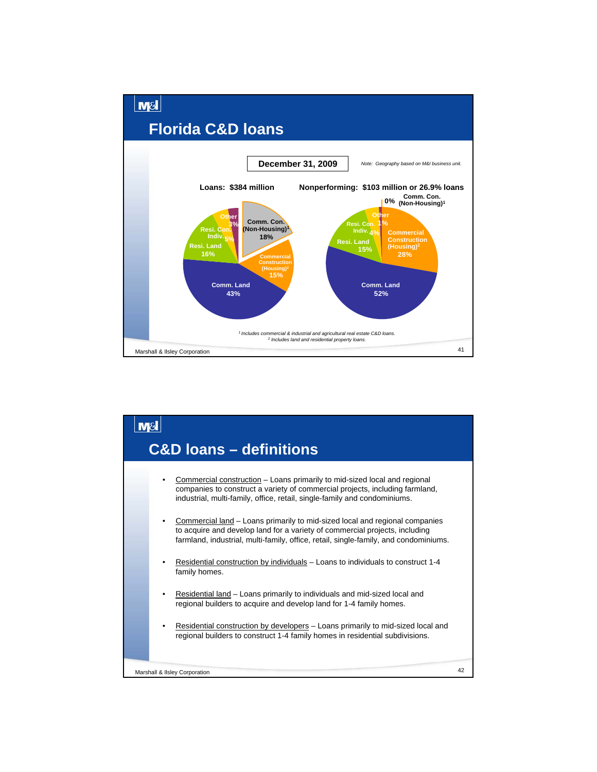## Florida C&D loans

**December 31, 2009**

*Note: Geography based on M&I business unit.*

**Loans: $384 million**

| Category | % |
|---|---|
| Comm. Con. (Non-Housing)[1] | 18% |
| Commercial Construction (Housing)[2] | 15% |
| Comm. Land | 43% |
| Resi. Land | 16% |
| Resi. Con. Indiv. | 5% |
| Other | 3% |

**Nonperforming: $103 million or 26.9% loans**

| Category | % |
|---|---|
| Comm. Con. (Non-Housing)[1] | 0% |
| Commercial Construction (Housing)[2] | 28% |
| Comm. Land | 52% |
| Resi. Land | 15% |
| Resi. Con. Indiv. | 4% |
| Other | 1% |

*[1] Includes commercial & industrial and agricultural real estate C&D loans.*
*[2] Includes land and residential property loans.*

## C&D loans – definitions

- Commercial construction – Loans primarily to mid-sized local and regional companies to construct a variety of commercial projects, including farmland, industrial, multi-family, office, retail, single-family and condominiums.
- Commercial land – Loans primarily to mid-sized local and regional companies to acquire and develop land for a variety of commercial projects, including farmland, industrial, multi-family, office, retail, single-family, and condominiums.
- Residential construction by individuals – Loans to individuals to construct 1-4 family homes.
- Residential land – Loans primarily to individuals and mid-sized local and regional builders to acquire and develop land for 1-4 family homes.
- Residential construction by developers – Loans primarily to mid-sized local and regional builders to construct 1-4 family homes in residential subdivisions.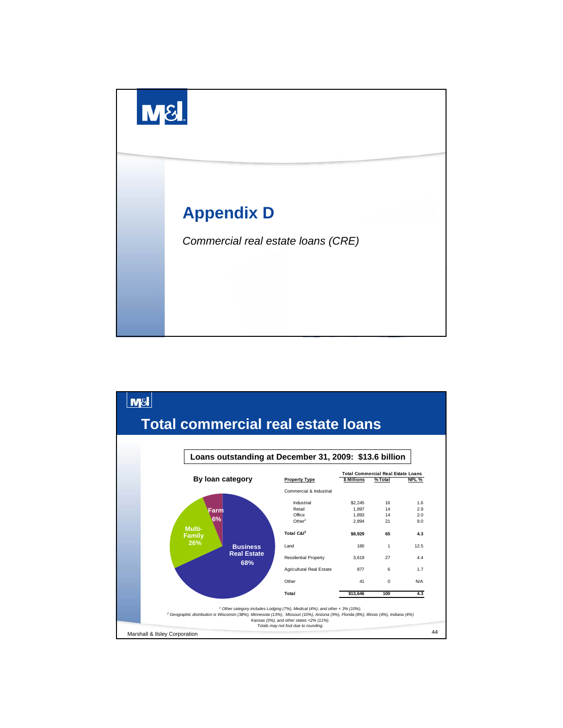# Appendix D

*Commercial real estate loans (CRE)*

## Total commercial real estate loans

**Loans outstanding at December 31, 2009: $13.6 billion**

**By loan category**

- Business Real Estate 68%
- Multi-Family 26%
- Farm 6%

| Property Type | Total Commercial Real Estate Loans | | |
|---|---|---|---|
| | $ Millions | % Total | NPL % |
| Commercial & Industrial | | | |
| Industrial | $2,245 | 16 | 1.6 |
| Retail | 1,897 | 14 | 2.9 |
| Office | 1,893 | 14 | 2.0 |
| Other[1] | 2,894 | 21 | 9.0 |
| **Total C&I[2]** | **$8,929** | **65** | **4.3** |
| Land | 180 | 1 | 12.5 |
| Residential Property | 3,619 | 27 | 4.4 |
| Agricultural Real Estate | 877 | 6 | 1.7 |
| Other | 41 | 0 | N/A |
| **Total** | **$13,646** | **100** | **4.3** |

*[1] Other category includes Lodging (7%), Medical (4%), and other < 3% (10%).*
*[2] Geographic distribution is Wisconsin (38%), Minnesota (13%), Missouri (10%), Arizona (9%), Florida (8%), Illinois (4%), Indiana (4%) Kansas (3%), and other states <2% (11%).*
*Totals may not foot due to rounding.*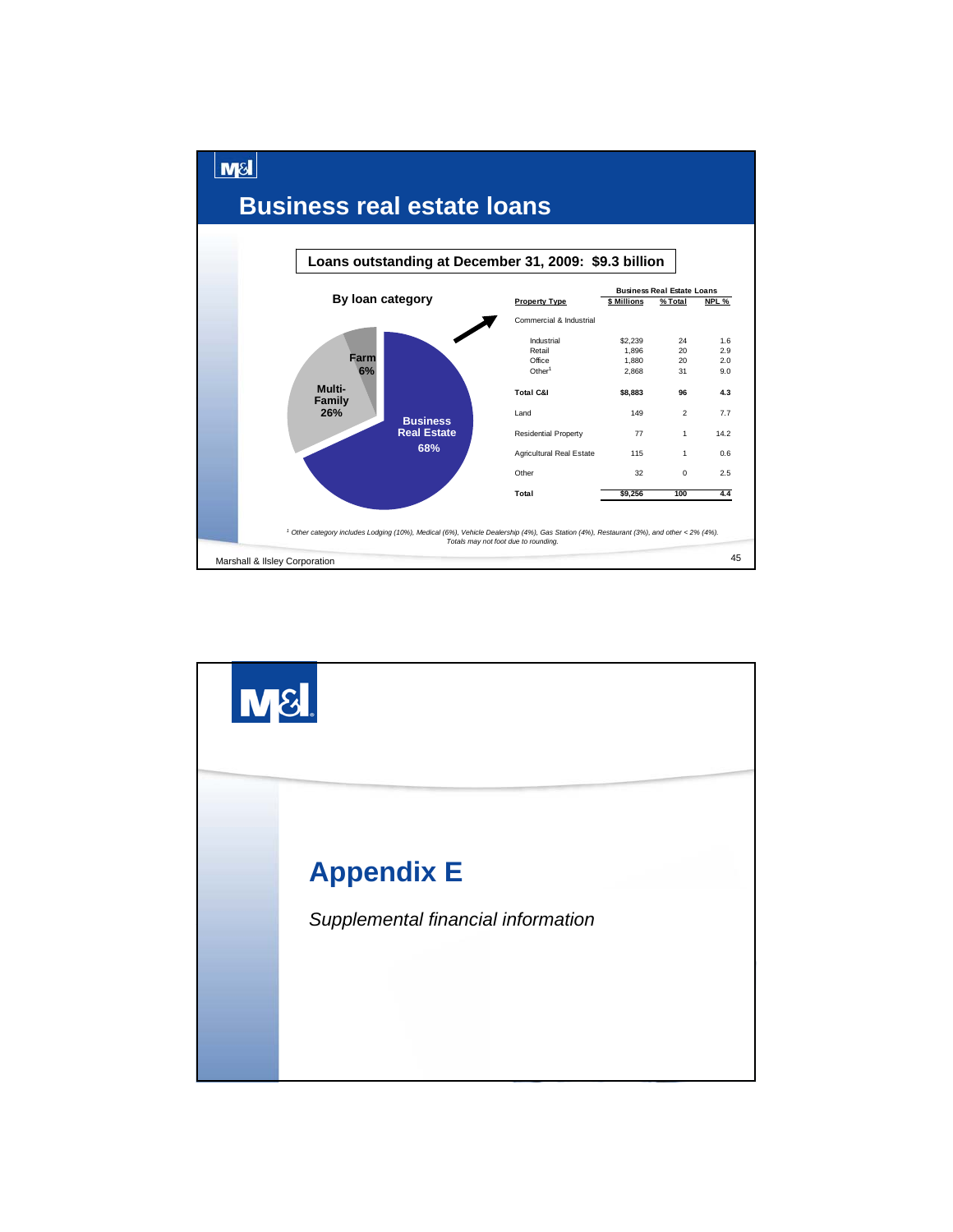# Business real estate loans

**Loans outstanding at December 31, 2009: $9.3 billion**

**By loan category**

- Business Real Estate 68%
- Multi-Family 26%
- Farm 6%

| Property Type | Business Real Estate Loans $ Millions | % Total | NPL % |
|---|---|---|---|
| Commercial & Industrial | | | |
| Industrial | $2,239 | 24 | 1.6 |
| Retail | 1,896 | 20 | 2.9 |
| Office | 1,880 | 20 | 2.0 |
| Other[1] | 2,868 | 31 | 9.0 |
| **Total C&I** | **$8,883** | **96** | **4.3** |
| Land | 149 | 2 | 7.7 |
| Residential Property | 77 | 1 | 14.2 |
| Agricultural Real Estate | 115 | 1 | 0.6 |
| Other | 32 | 0 | 2.5 |
| **Total** | **$9,256** | **100** | **4.4** |

*[1] Other category includes Lodging (10%), Medical (6%), Vehicle Dealership (4%), Gas Station (4%), Restaurant (3%), and other < 2% (4%).*
*Totals may not foot due to rounding.*

Marshall & Ilsley Corporation

# Appendix E

*Supplemental financial information*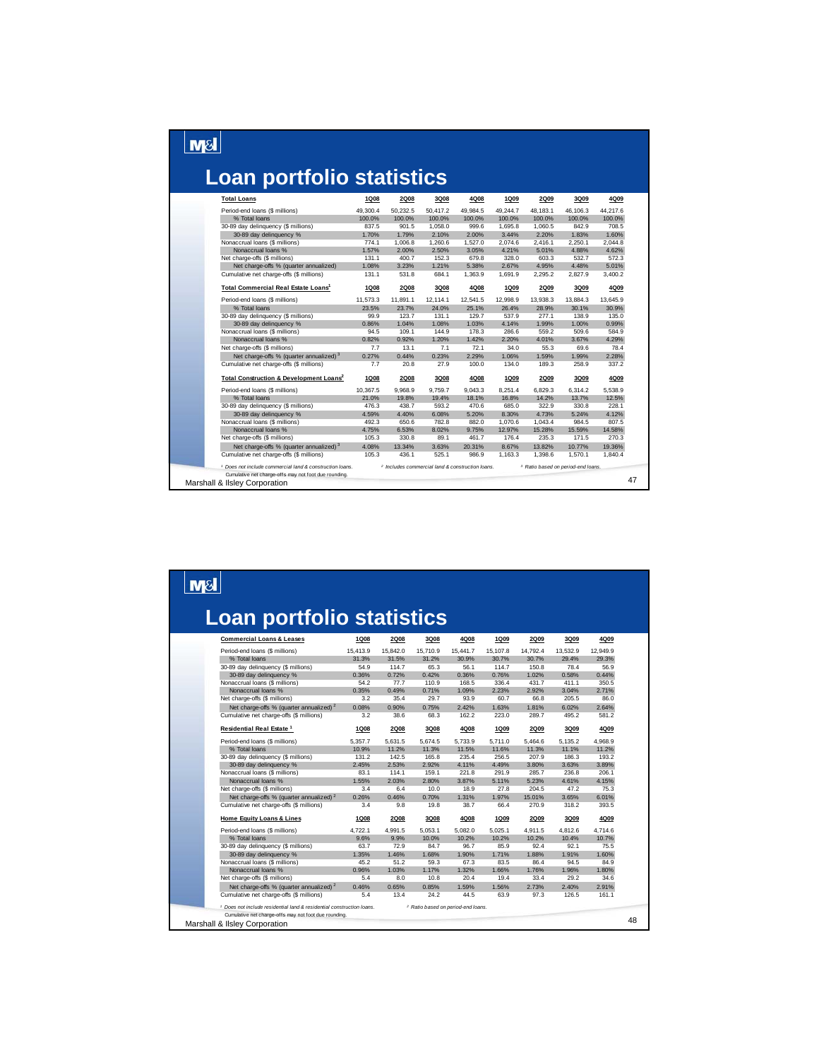# Loan portfolio statistics

| Total Loans | 1Q08 | 2Q08 | 3Q08 | 4Q08 | 1Q09 | 2Q09 | 3Q09 | 4Q09 |
|---|---|---|---|---|---|---|---|---|
| Period-end loans ($ millions) | 49,300.4 | 50,232.5 | 50,417.2 | 49,984.5 | 49,244.7 | 48,183.1 | 46,106.3 | 44,217.6 |
| % Total loans | 100.0% | 100.0% | 100.0% | 100.0% | 100.0% | 100.0% | 100.0% | 100.0% |
| 30-89 day delinquency ($ millions) | 837.5 | 901.5 | 1,058.0 | 999.6 | 1,695.8 | 1,060.5 | 842.9 | 708.5 |
| 30-89 day delinquency % | 1.70% | 1.79% | 2.10% | 2.00% | 3.44% | 2.20% | 1.83% | 1.60% |
| Nonaccrual loans ($ millions) | 774.1 | 1,006.8 | 1,260.6 | 1,527.0 | 2,074.6 | 2,416.1 | 2,250.1 | 2,044.8 |
| Nonaccrual loans % | 1.57% | 2.00% | 2.50% | 3.05% | 4.21% | 5.01% | 4.88% | 4.62% |
| Net charge-offs ($ millions) | 131.1 | 400.7 | 152.3 | 679.8 | 328.0 | 603.3 | 532.7 | 572.3 |
| Net charge-offs % (quarter annualized) | 1.08% | 3.23% | 1.21% | 5.38% | 2.67% | 4.95% | 4.48% | 5.01% |
| Cumulative net charge-offs ($ millions) | 131.1 | 531.8 | 684.1 | 1,363.9 | 1,691.9 | 2,295.2 | 2,827.9 | 3,400.2 |

| Total Commercial Real Estate Loans[1] | 1Q08 | 2Q08 | 3Q08 | 4Q08 | 1Q09 | 2Q09 | 3Q09 | 4Q09 |
|---|---|---|---|---|---|---|---|---|
| Period-end loans ($ millions) | 11,573.3 | 11,891.1 | 12,114.1 | 12,541.5 | 12,998.9 | 13,938.3 | 13,884.3 | 13,645.9 |
| % Total loans | 23.5% | 23.7% | 24.0% | 25.1% | 26.4% | 28.9% | 30.1% | 30.9% |
| 30-89 day delinquency ($ millions) | 99.9 | 123.7 | 131.1 | 129.7 | 537.9 | 277.1 | 138.9 | 135.0 |
| 30-89 day delinquency % | 0.86% | 1.04% | 1.08% | 1.03% | 4.14% | 1.99% | 1.00% | 0.99% |
| Nonaccrual loans ($ millions) | 94.5 | 109.1 | 144.9 | 178.3 | 286.6 | 559.2 | 509.6 | 584.9 |
| Nonaccrual loans % | 0.82% | 0.92% | 1.20% | 1.42% | 2.20% | 4.01% | 3.67% | 4.29% |
| Net charge-offs ($ millions) | 7.7 | 13.1 | 7.1 | 72.1 | 34.0 | 55.3 | 69.6 | 78.4 |
| Net charge-offs % (quarter annualized)[3] | 0.27% | 0.44% | 0.23% | 2.29% | 1.06% | 1.59% | 1.99% | 2.28% |
| Cumulative net charge-offs ($ millions) | 7.7 | 20.8 | 27.9 | 100.0 | 134.0 | 189.3 | 258.9 | 337.2 |

| Total Construction & Development Loans[2] | 1Q08 | 2Q08 | 3Q08 | 4Q08 | 1Q09 | 2Q09 | 3Q09 | 4Q09 |
|---|---|---|---|---|---|---|---|---|
| Period-end loans ($ millions) | 10,367.5 | 9,968.9 | 9,759.7 | 9,043.3 | 8,251.4 | 6,829.3 | 6,314.2 | 5,538.9 |
| % Total loans | 21.0% | 19.8% | 19.4% | 18.1% | 16.8% | 14.2% | 13.7% | 12.5% |
| 30-89 day delinquency ($ millions) | 476.3 | 438.7 | 593.2 | 470.6 | 685.0 | 322.9 | 330.8 | 228.1 |
| 30-89 day delinquency % | 4.59% | 4.40% | 6.08% | 5.20% | 8.30% | 4.73% | 5.24% | 4.12% |
| Nonaccrual loans ($ millions) | 492.3 | 650.6 | 782.8 | 882.0 | 1,070.6 | 1,043.4 | 984.5 | 807.5 |
| Nonaccrual loans % | 4.75% | 6.53% | 8.02% | 9.75% | 12.97% | 15.28% | 15.59% | 14.58% |
| Net charge-offs ($ millions) | 105.3 | 330.8 | 89.1 | 461.7 | 176.4 | 235.3 | 171.5 | 270.3 |
| Net charge-offs % (quarter annualized)[3] | 4.08% | 13.34% | 3.63% | 20.31% | 8.67% | 13.82% | 10.77% | 19.36% |
| Cumulative net charge-offs ($ millions) | 105.3 | 436.1 | 525.1 | 986.9 | 1,163.3 | 1,398.6 | 1,570.1 | 1,840.4 |

[1] Does not include commercial land & construction loans. [2] Includes commercial land & construction loans. [3] Ratio based on period-end loans.
Cumulative net charge-offs may not foot due rounding.

Marshall & Ilsley Corporation

# Loan portfolio statistics

| Commercial Loans & Leases | 1Q08 | 2Q08 | 3Q08 | 4Q08 | 1Q09 | 2Q09 | 3Q09 | 4Q09 |
|---|---|---|---|---|---|---|---|---|
| Period-end loans ($ millions) | 15,413.9 | 15,842.0 | 15,710.9 | 15,441.7 | 15,107.8 | 14,792.4 | 13,532.9 | 12,949.9 |
| % Total loans | 31.3% | 31.5% | 31.2% | 30.9% | 30.7% | 30.7% | 29.4% | 29.3% |
| 30-89 day delinquency ($ millions) | 54.9 | 114.7 | 65.3 | 56.1 | 114.7 | 150.8 | 78.4 | 56.9 |
| 30-89 day delinquency % | 0.36% | 0.72% | 0.42% | 0.36% | 0.76% | 1.02% | 0.58% | 0.44% |
| Nonaccrual loans ($ millions) | 54.2 | 77.7 | 110.9 | 168.5 | 336.4 | 431.7 | 411.1 | 350.5 |
| Nonaccrual loans % | 0.35% | 0.49% | 0.71% | 1.09% | 2.23% | 2.92% | 3.04% | 2.71% |
| Net charge-offs ($ millions) | 3.2 | 35.4 | 29.7 | 93.9 | 60.7 | 66.8 | 205.5 | 86.0 |
| Net charge-offs % (quarter annualized)[2] | 0.08% | 0.90% | 0.75% | 2.42% | 1.63% | 1.81% | 6.02% | 2.64% |
| Cumulative net charge-offs ($ millions) | 3.2 | 38.6 | 68.3 | 162.2 | 223.0 | 289.7 | 495.2 | 581.2 |

| Residential Real Estate[1] | 1Q08 | 2Q08 | 3Q08 | 4Q08 | 1Q09 | 2Q09 | 3Q09 | 4Q09 |
|---|---|---|---|---|---|---|---|---|
| Period-end loans ($ millions) | 5,357.7 | 5,631.5 | 5,674.5 | 5,733.9 | 5,711.0 | 5,464.6 | 5,135.2 | 4,968.9 |
| % Total loans | 10.9% | 11.2% | 11.3% | 11.5% | 11.6% | 11.3% | 11.1% | 11.2% |
| 30-89 day delinquency ($ millions) | 131.2 | 142.5 | 165.8 | 235.4 | 256.5 | 207.9 | 186.3 | 193.2 |
| 30-89 day delinquency % | 2.45% | 2.53% | 2.92% | 4.11% | 4.49% | 3.80% | 3.63% | 3.89% |
| Nonaccrual loans ($ millions) | 83.1 | 114.1 | 159.1 | 221.8 | 291.9 | 285.7 | 236.8 | 206.1 |
| Nonaccrual loans % | 1.55% | 2.03% | 2.80% | 3.87% | 5.11% | 5.23% | 4.61% | 4.15% |
| Net charge-offs ($ millions) | 3.4 | 6.4 | 10.0 | 18.9 | 27.8 | 204.5 | 47.2 | 75.3 |
| Net charge-offs % (quarter annualized)[2] | 0.26% | 0.46% | 0.70% | 1.31% | 1.97% | 15.01% | 3.65% | 6.01% |
| Cumulative net charge-offs ($ millions) | 3.4 | 9.8 | 19.8 | 38.7 | 66.4 | 270.9 | 318.2 | 393.5 |

| Home Equity Loans & Lines | 1Q08 | 2Q08 | 3Q08 | 4Q08 | 1Q09 | 2Q09 | 3Q09 | 4Q09 |
|---|---|---|---|---|---|---|---|---|
| Period-end loans ($ millions) | 4,722.1 | 4,991.5 | 5,053.1 | 5,082.0 | 5,025.1 | 4,911.5 | 4,812.6 | 4,714.6 |
| % Total loans | 9.6% | 9.9% | 10.0% | 10.2% | 10.2% | 10.2% | 10.4% | 10.7% |
| 30-89 day delinquency ($ millions) | 63.7 | 72.9 | 84.7 | 96.7 | 85.9 | 92.4 | 92.1 | 75.5 |
| 30-89 day delinquency % | 1.35% | 1.46% | 1.68% | 1.90% | 1.71% | 1.88% | 1.91% | 1.60% |
| Nonaccrual loans ($ millions) | 45.2 | 51.2 | 59.3 | 67.3 | 83.5 | 86.4 | 94.5 | 84.9 |
| Nonaccrual loans % | 0.96% | 1.03% | 1.17% | 1.32% | 1.66% | 1.76% | 1.96% | 1.80% |
| Net charge-offs ($ millions) | 5.4 | 8.0 | 10.8 | 20.4 | 19.4 | 33.4 | 29.2 | 34.6 |
| Net charge-offs % (quarter annualized)[2] | 0.46% | 0.65% | 0.85% | 1.59% | 1.56% | 2.73% | 2.40% | 2.91% |
| Cumulative net charge-offs ($ millions) | 5.4 | 13.4 | 24.2 | 44.5 | 63.9 | 97.3 | 126.5 | 161.1 |

[1] Does not include residential land & residential construction loans. [2] Ratio based on period-end loans.
Cumulative net charge-offs may not foot due rounding.

Marshall & Ilsley Corporation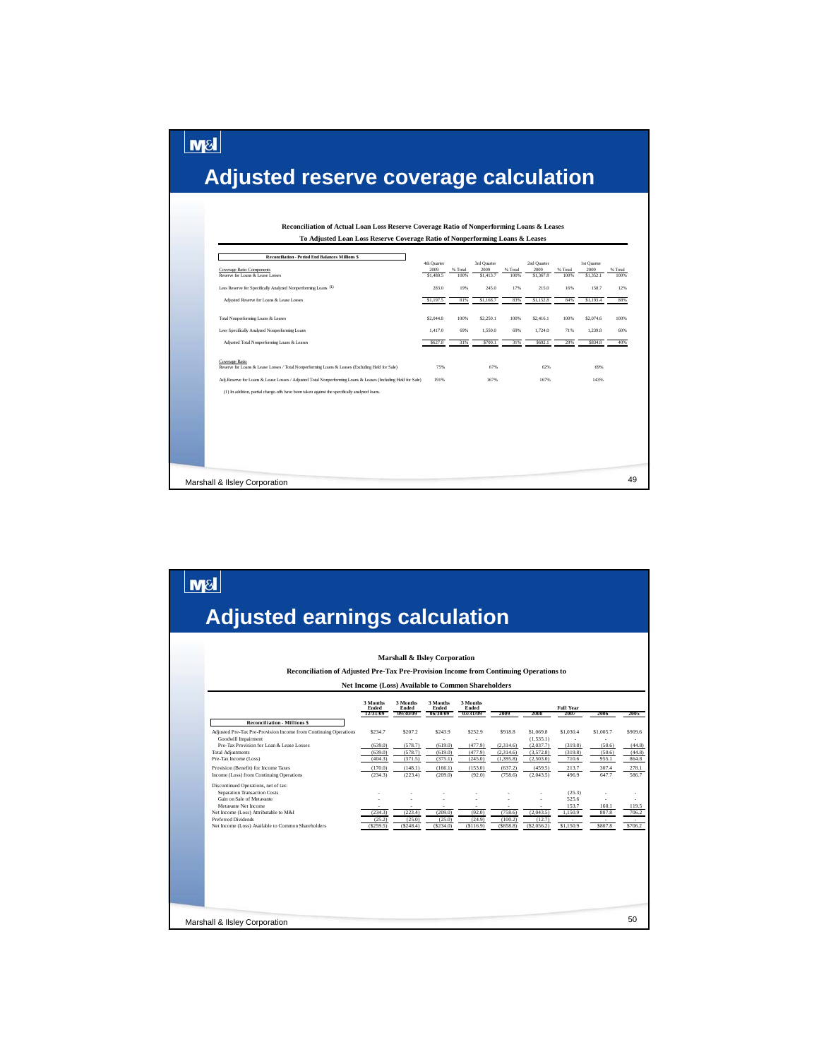# Adjusted reserve coverage calculation

**Reconciliation of Actual Loan Loss Reserve Coverage Ratio of Nonperforming Loans & Leases**
**To Adjusted Loan Loss Reserve Coverage Ratio of Nonperforming Loans & Leases**

| Reconciliation - Period End Balances Millions $ | 4th Quarter 2009 | % Total | 3rd Quarter 2009 | % Total | 2nd Quarter 2009 | % Total | 1st Quarter 2009 | % Total |
|---|---|---|---|---|---|---|---|---|
| Coverage Ratio Components | | | | | | | | |
| Reserve for Loans & Lease Losses | $1,480.5 | 100% | $1,413.7 | 100% | $1,367.8 | 100% | $1,352.1 | 100% |
| Less Reserve for Specifically Analyzed Nonperforming Loans (1) | 283.0 | 19% | 245.0 | 17% | 215.0 | 16% | 158.7 | 12% |
| Adjusted Reserve for Loans & Lease Losses | $1,197.5 | 81% | $1,168.7 | 83% | $1,152.8 | 84% | $1,193.4 | 88% |
| Total Nonperforming Loans & Leases | $2,044.8 | 100% | $2,250.1 | 100% | $2,416.1 | 100% | $2,074.6 | 100% |
| Less Specifically Analyzed Nonperforming Loans | 1,417.0 | 69% | 1,550.0 | 69% | 1,724.0 | 71% | 1,239.8 | 60% |
| Adjusted Total Nonperforming Loans & Leases | $627.8 | 31% | $700.1 | 31% | $692.1 | 29% | $834.8 | 40% |
| Coverage Ratio | | | | | | | | |
| Reserve for Loans & Lease Losses / Total Nonperforming Loans & Leases (Excluding Held for Sale) | 75% | | 67% | | 62% | | 69% | |
| Adj.Reserve for Loans & Lease Losses / Adjusted Total Nonperforming Loans & Leases (Including Held for Sale) | 191% | | 167% | | 167% | | 143% | |

(1) In addition, partial charge-offs have been taken against the specifically analyzed loans.

# Adjusted earnings calculation

**Marshall & Ilsley Corporation**

**Reconciliation of Adjusted Pre-Tax Pre-Provision Income from Continuing Operations to**

**Net Income (Loss) Available to Common Shareholders**

| Reconciliation - Millions $ | 3 Months Ended 12/31/09 | 3 Months Ended 09/30/09 | 3 Months Ended 06/30/09 | 3 Months Ended 03/31/09 | 2009 | 2008 | Full Year 2007 | 2006 | 2005 |
|---|---|---|---|---|---|---|---|---|---|
| Adjusted Pre-Tax Pre-Provision Income from Continuing Operations | $234.7 | $207.2 | $243.9 | $232.9 | $918.8 | $1,069.8 | $1,030.4 | $1,005.7 | $909.6 |
| Goodwill Impairment | - | - | - | - | - | (1,535.1) | - | - | - |
| Pre-Tax Provision for Loan & Lease Losses | (639.0) | (578.7) | (619.0) | (477.9) | (2,314.6) | (2,037.7) | (319.8) | (50.6) | (44.8) |
| Total Adjustments | (639.0) | (578.7) | (619.0) | (477.9) | (2,314.6) | (3,572.8) | (319.8) | (50.6) | (44.8) |
| Pre-Tax Income (Loss) | (404.3) | (371.5) | (375.1) | (245.0) | (1,395.8) | (2,503.0) | 710.6 | 955.1 | 864.8 |
| Provision (Benefit) for Income Taxes | (170.0) | (148.1) | (166.1) | (153.0) | (637.2) | (459.5) | 213.7 | 307.4 | 278.1 |
| Income (Loss) from Continuing Operations | (234.3) | (223.4) | (209.0) | (92.0) | (758.6) | (2,043.5) | 496.9 | 647.7 | 586.7 |
| Discontinued Operations, net of tax: | | | | | | | | | |
| Separation Transaction Costs | - | - | - | - | - | - | (25.3) | - | - |
| Gain on Sale of Metavante | - | - | - | - | - | - | 525.6 | - | - |
| Metavante Net Income | - | - | - | - | - | - | 153.7 | 160.1 | 119.5 |
| Net Income (Loss) Attributable to M&I | (234.3) | (223.4) | (209.0) | (92.0) | (758.6) | (2,043.5) | 1,150.9 | 807.8 | 706.2 |
| Preferred Dividends | (25.2) | (25.0) | (25.0) | (24.9) | (100.2) | (12.7) | - | - | - |
| Net Income (Loss) Available to Common Shareholders | ($259.5) | ($248.4) | ($234.0) | ($116.9) | ($858.8) | ($2,056.2) | $1,150.9 | $807.8 | $706.2 |